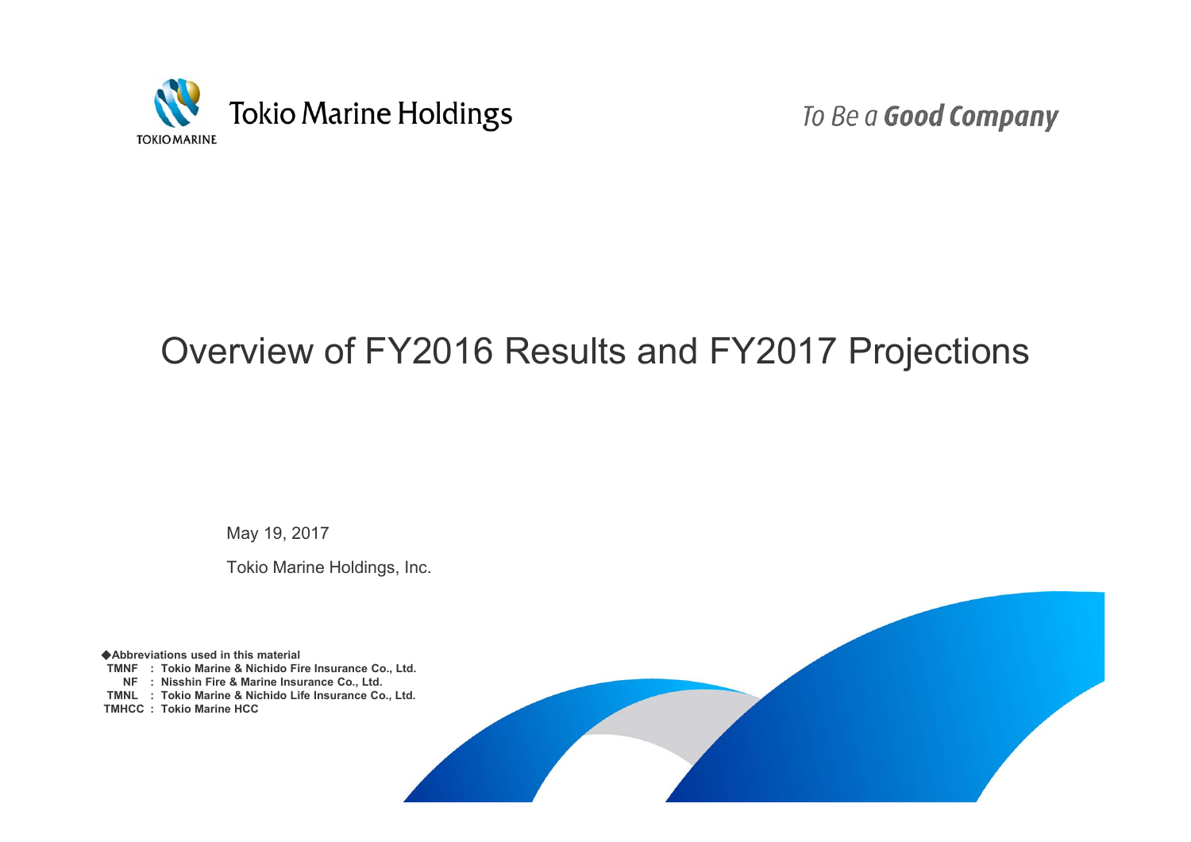Tokio Marine Holdings

To Be a **Good Company**

# Overview of FY2016 Results and FY2017 Projections

May 19, 2017

Tokio Marine Holdings, Inc.

◆**Abbreviations used in this material**

**TMNF : Tokio Marine & Nichido Fire Insurance Co., Ltd.**
**NF : Nisshin Fire & Marine Insurance Co., Ltd.**
**TMNL : Tokio Marine & Nichido Life Insurance Co., Ltd.**
**TMHCC : Tokio Marine HCC**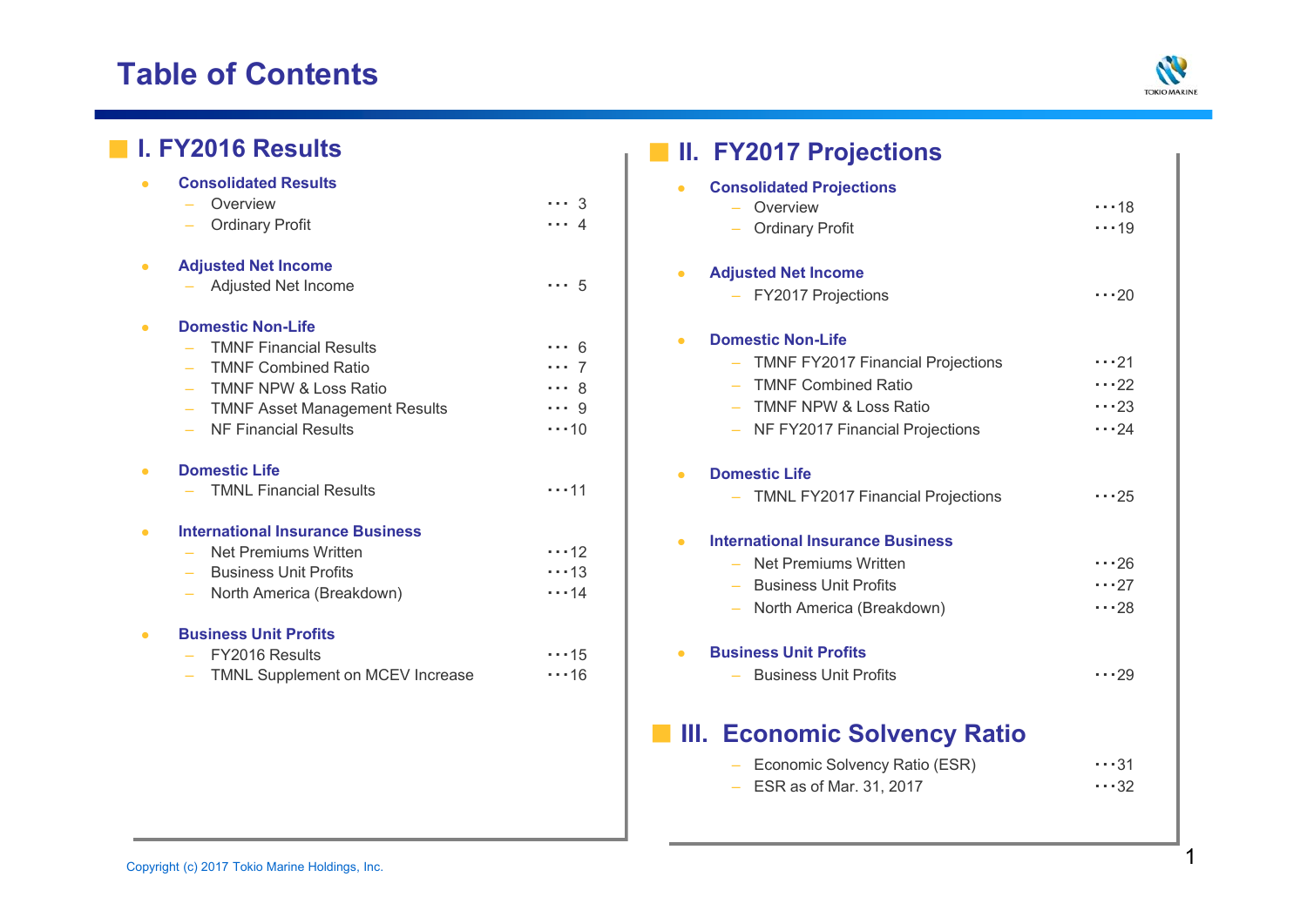# Table of Contents

## I. FY2016 Results

- **Consolidated Results**
  - Overview ･･･ 3
  - Ordinary Profit ･･･ 4
- **Adjusted Net Income**
  - Adjusted Net Income ･･･ 5
- **Domestic Non-Life**
  - TMNF Financial Results ･･･ 6
  - TMNF Combined Ratio ･･･ 7
  - TMNF NPW & Loss Ratio ･･･ 8
  - TMNF Asset Management Results ･･･ 9
  - NF Financial Results ･･･10
- **Domestic Life**
  - TMNL Financial Results ･･･11
- **International Insurance Business**
  - Net Premiums Written ･･･12
  - Business Unit Profits ･･･13
  - North America (Breakdown) ･･･14
- **Business Unit Profits**
  - FY2016 Results ･･･15
  - TMNL Supplement on MCEV Increase ･･･16

## II. FY2017 Projections

- **Consolidated Projections**
  - Overview ･･･18
  - Ordinary Profit ･･･19
- **Adjusted Net Income**
  - FY2017 Projections ･･･20
- **Domestic Non-Life**
  - TMNF FY2017 Financial Projections ･･･21
  - TMNF Combined Ratio ･･･22
  - TMNF NPW & Loss Ratio ･･･23
  - NF FY2017 Financial Projections ･･･24
- **Domestic Life**
  - TMNL FY2017 Financial Projections ･･･25
- **International Insurance Business**
  - Net Premiums Written ･･･26
  - Business Unit Profits ･･･27
  - North America (Breakdown) ･･･28
- **Business Unit Profits**
  - Business Unit Profits ･･･29

## III. Economic Solvency Ratio

- Economic Solvency Ratio (ESR) ･･･31
- ESR as of Mar. 31, 2017 ･･･32

Copyright (c) 2017 Tokio Marine Holdings, Inc.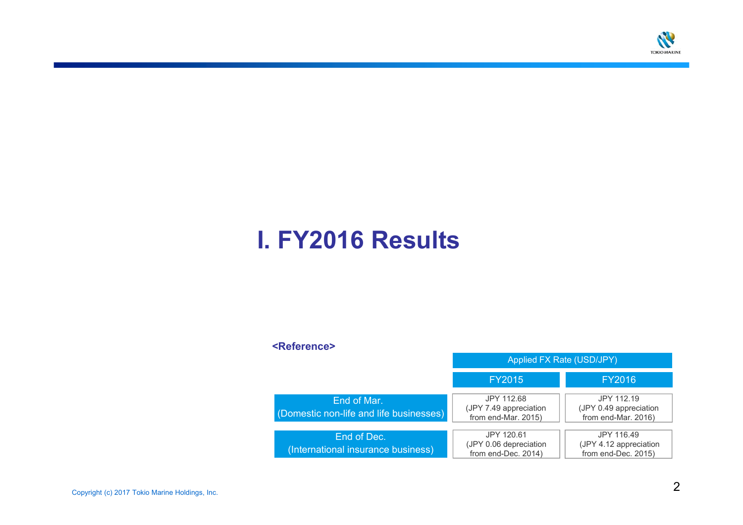# I. FY2016 Results

**<Reference>**

| | Applied FX Rate (USD/JPY) | |
|---|---|---|
| | FY2015 | FY2016 |
| End of Mar. (Domestic non-life and life businesses) | JPY 112.68 (JPY 7.49 appreciation from end-Mar. 2015) | JPY 112.19 (JPY 0.49 appreciation from end-Mar. 2016) |
| End of Dec. (International insurance business) | JPY 120.61 (JPY 0.06 depreciation from end-Dec. 2014) | JPY 116.49 (JPY 4.12 appreciation from end-Dec. 2015) |

Copyright (c) 2017 Tokio Marine Holdings, Inc.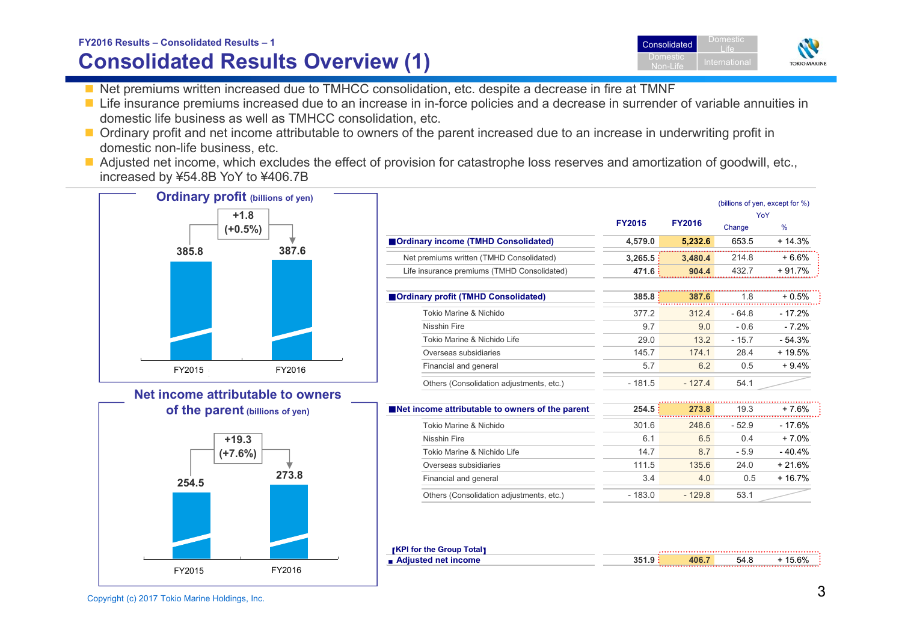FY2016 Results – Consolidated Results – 1

# Consolidated Results Overview (1)

- Net premiums written increased due to TMHCC consolidation, etc. despite a decrease in fire at TMNF
- Life insurance premiums increased due to an increase in in-force policies and a decrease in surrender of variable annuities in domestic life business as well as TMHCC consolidation, etc.
- Ordinary profit and net income attributable to owners of the parent increased due to an increase in underwriting profit in domestic non-life business, etc.
- Adjusted net income, which excludes the effect of provision for catastrophe loss reserves and amortization of goodwill, etc., increased by ¥54.8B YoY to ¥406.7B

## Ordinary profit (billions of yen)

FY2015: 385.8 → FY2016: 387.6 (+1.8 (+0.5%))

## Net income attributable to owners of the parent (billions of yen)

FY2015: 254.5 → FY2016: 273.8 (+19.3 (+7.6%))

(billions of yen, except for %)

| | FY2015 | FY2016 | YoY Change | YoY % |
|---|---|---|---|---|
| **Ordinary income (TMHD Consolidated)** | **4,579.0** | **5,232.6** | 653.5 | + 14.3% |
| Net premiums written (TMHD Consolidated) | **3,265.5** | **3,480.4** | 214.8 | + 6.6% |
| Life insurance premiums (TMHD Consolidated) | **471.6** | **904.4** | 432.7 | + 91.7% |
| **Ordinary profit (TMHD Consolidated)** | **385.8** | **387.6** | 1.8 | + 0.5% |
| Tokio Marine & Nichido | 377.2 | 312.4 | - 64.8 | - 17.2% |
| Nisshin Fire | 9.7 | 9.0 | - 0.6 | - 7.2% |
| Tokio Marine & Nichido Life | 29.0 | 13.2 | - 15.7 | - 54.3% |
| Overseas subsidiaries | 145.7 | 174.1 | 28.4 | + 19.5% |
| Financial and general | 5.7 | 6.2 | 0.5 | + 9.4% |
| Others (Consolidation adjustments, etc.) | - 181.5 | - 127.4 | 54.1 | |
| **Net income attributable to owners of the parent** | **254.5** | **273.8** | 19.3 | + 7.6% |
| Tokio Marine & Nichido | 301.6 | 248.6 | - 52.9 | - 17.6% |
| Nisshin Fire | 6.1 | 6.5 | 0.4 | + 7.0% |
| Tokio Marine & Nichido Life | 14.7 | 8.7 | - 5.9 | - 40.4% |
| Overseas subsidiaries | 111.5 | 135.6 | 24.0 | + 21.6% |
| Financial and general | 3.4 | 4.0 | 0.5 | + 16.7% |
| Others (Consolidation adjustments, etc.) | - 183.0 | - 129.8 | 53.1 | |
| **【KPI for the Group Total】 Adjusted net income** | 351.9 | **406.7** | 54.8 | + 15.6% |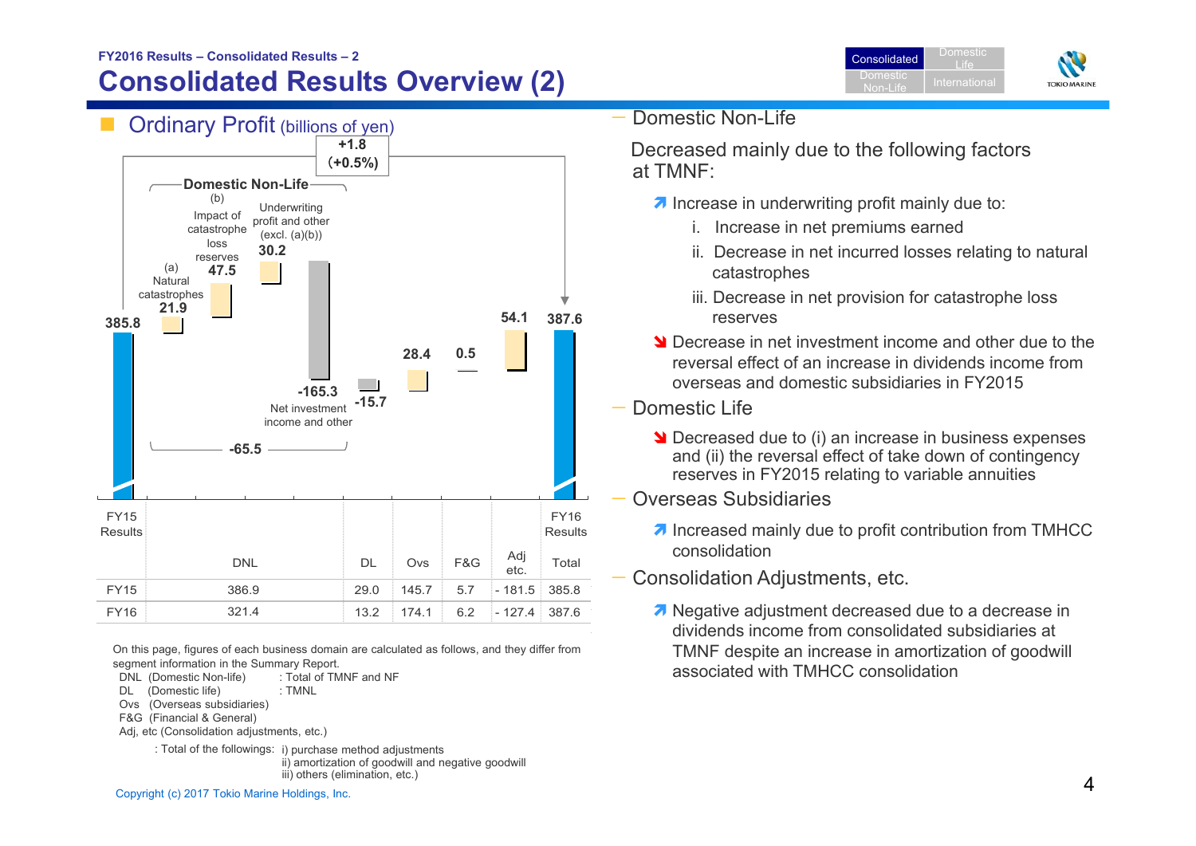# Consolidated Results Overview (2)

## Ordinary Profit (billions of yen)

+1.8 (+0.5%)

Domestic Non-Life

- FY15 Results: 385.8
- (a) Natural catastrophes: 21.9
- (b) Impact of catastrophe loss reserves: 47.5
- Underwriting profit and other (excl. (a)(b)): 30.2
- Net investment income and other: -165.3
- Domestic Non-Life total: -65.5
- DL: -15.7
- Ovs: 28.4
- F&G: 0.5
- Adj etc.: 54.1
- FY16 Results: 387.6

| | DNL | DL | Ovs | F&G | Adj etc. | Total |
|---|---|---|---|---|---|---|
| FY15 | 386.9 | 29.0 | 145.7 | 5.7 | - 181.5 | 385.8 |
| FY16 | 321.4 | 13.2 | 174.1 | 6.2 | - 127.4 | 387.6 |

On this page, figures of each business domain are calculated as follows, and they differ from segment information in the Summary Report.

- DNL (Domestic Non-life) : Total of TMNF and NF
- DL (Domestic life) : TMNL
- Ovs (Overseas subsidiaries)
- F&G (Financial & General)
- Adj, etc (Consolidation adjustments, etc.)
  - : Total of the followings: i) purchase method adjustments
  - ii) amortization of goodwill and negative goodwill
  - iii) others (elimination, etc.)

### Domestic Non-Life

Decreased mainly due to the following factors at TMNF:

- ↗ Increase in underwriting profit mainly due to:
  - i. Increase in net premiums earned
  - ii. Decrease in net incurred losses relating to natural catastrophes
  - iii. Decrease in net provision for catastrophe loss reserves
- ↘ Decrease in net investment income and other due to the reversal effect of an increase in dividends income from overseas and domestic subsidiaries in FY2015

### Domestic Life

- ↘ Decreased due to (i) an increase in business expenses and (ii) the reversal effect of take down of contingency reserves in FY2015 relating to variable annuities

### Overseas Subsidiaries

- ↗ Increased mainly due to profit contribution from TMHCC consolidation

### Consolidation Adjustments, etc.

- ↗ Negative adjustment decreased due to a decrease in dividends income from consolidated subsidiaries at TMNF despite an increase in amortization of goodwill associated with TMHCC consolidation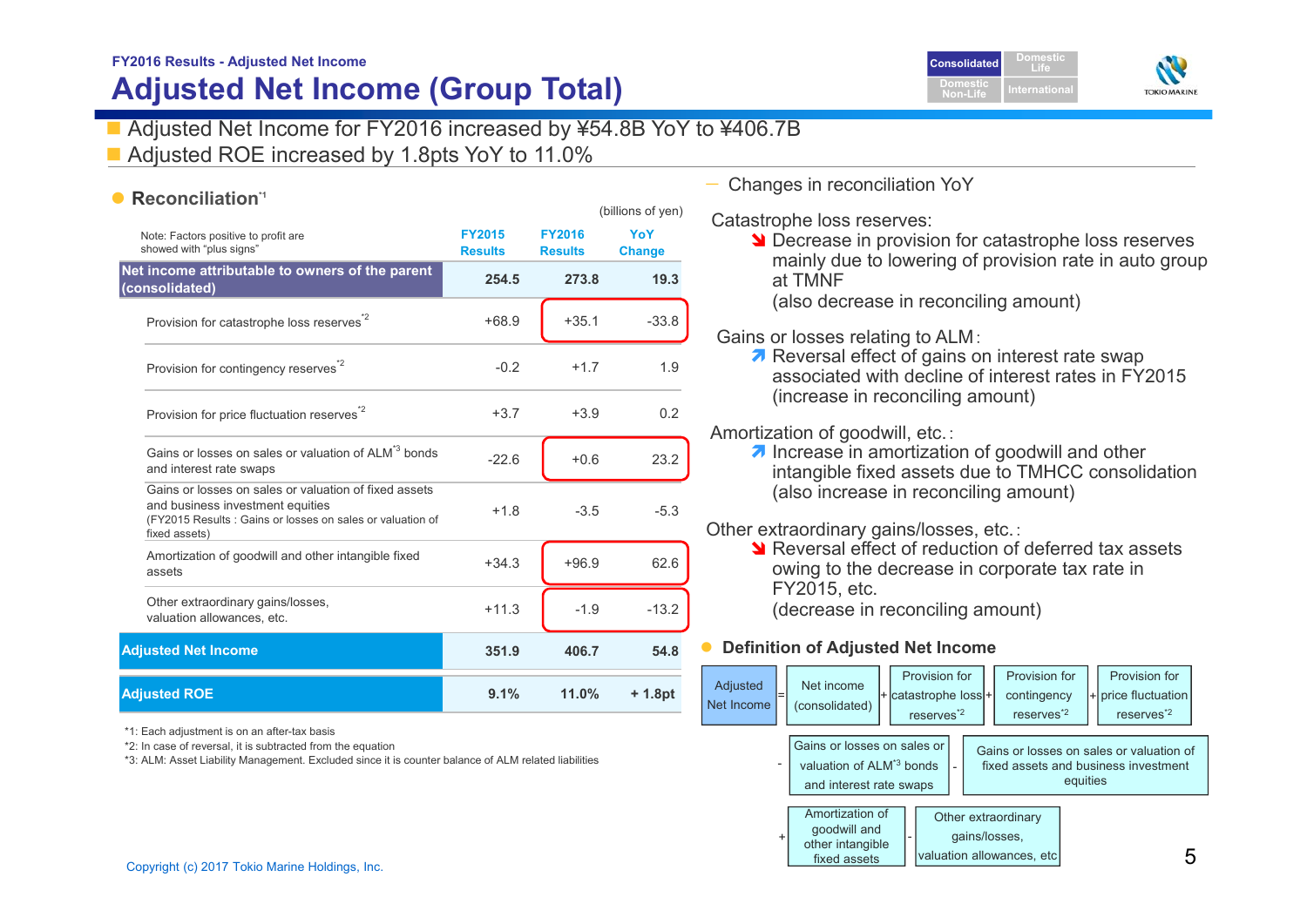FY2016 Results - Adjusted Net Income

# Adjusted Net Income (Group Total)

- Adjusted Net Income for FY2016 increased by ¥54.8B YoY to ¥406.7B
- Adjusted ROE increased by 1.8pts YoY to 11.0%

## Reconciliation[*1]

(billions of yen)

| Note: Factors positive to profit are showed with "plus signs" | FY2015 Results | FY2016 Results | YoY Change |
|---|---|---|---|
| **Net income attributable to owners of the parent (consolidated)** | **254.5** | **273.8** | **19.3** |
| Provision for catastrophe loss reserves[*2] | +68.9 | +35.1 | -33.8 |
| Provision for contingency reserves[*2] | -0.2 | +1.7 | 1.9 |
| Provision for price fluctuation reserves[*2] | +3.7 | +3.9 | 0.2 |
| Gains or losses on sales or valuation of ALM[*3] bonds and interest rate swaps | -22.6 | +0.6 | 23.2 |
| Gains or losses on sales or valuation of fixed assets and business investment equities (FY2015 Results : Gains or losses on sales or valuation of fixed assets) | +1.8 | -3.5 | -5.3 |
| Amortization of goodwill and other intangible fixed assets | +34.3 | +96.9 | 62.6 |
| Other extraordinary gains/losses, valuation allowances, etc. | +11.3 | -1.9 | -13.2 |
| **Adjusted Net Income** | **351.9** | **406.7** | **54.8** |
| **Adjusted ROE** | **9.1%** | **11.0%** | **+ 1.8pt** |

*1: Each adjustment is on an after-tax basis

*2: In case of reversal, it is subtracted from the equation

*3: ALM: Asset Liability Management. Excluded since it is counter balance of ALM related liabilities

— Changes in reconciliation YoY

Catastrophe loss reserves:
- ↘ Decrease in provision for catastrophe loss reserves mainly due to lowering of provision rate in auto group at TMNF (also decrease in reconciling amount)

Gains or losses relating to ALM:
- ↗ Reversal effect of gains on interest rate swap associated with decline of interest rates in FY2015 (increase in reconciling amount)

Amortization of goodwill, etc.:
- ↗ Increase in amortization of goodwill and other intangible fixed assets due to TMHCC consolidation (also increase in reconciling amount)

Other extraordinary gains/losses, etc.:
- ↘ Reversal effect of reduction of deferred tax assets owing to the decrease in corporate tax rate in FY2015, etc. (decrease in reconciling amount)

## Definition of Adjusted Net Income

Adjusted Net Income = Net income (consolidated) + Provision for catastrophe loss reserves[*2] + Provision for contingency reserves[*2] + Provision for price fluctuation reserves[*2] - Gains or losses on sales or valuation of ALM[*3] bonds and interest rate swaps - Gains or losses on sales or valuation of fixed assets and business investment equities + Amortization of goodwill and other intangible fixed assets - Other extraordinary gains/losses, valuation allowances, etc

Copyright (c) 2017 Tokio Marine Holdings, Inc.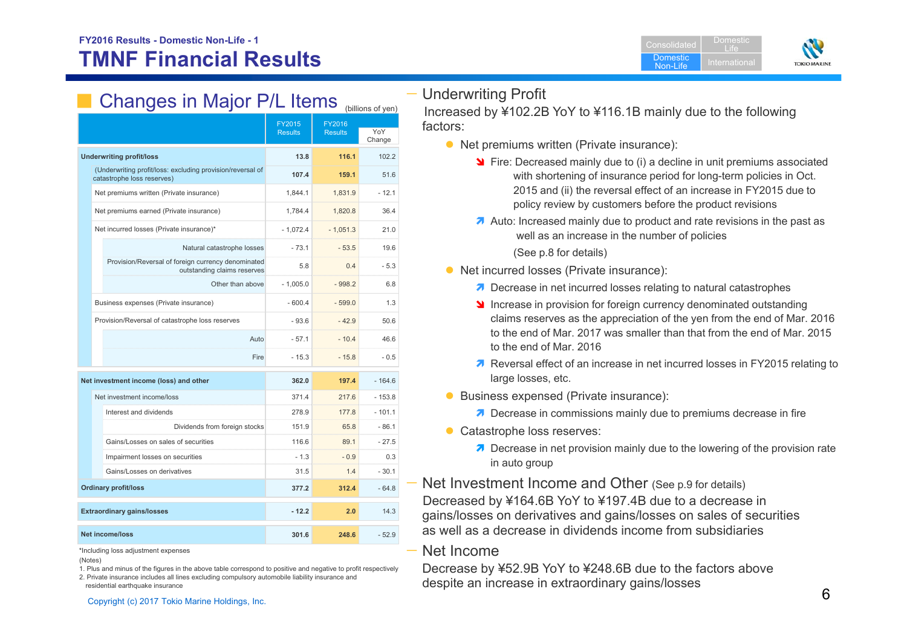FY2016 Results - Domestic Non-Life - 1

# TMNF Financial Results

## Changes in Major P/L Items

(billions of yen)

| | FY2015 Results | FY2016 Results | YoY Change |
|---|---|---|---|
| **Underwriting profit/loss** | 13.8 | 116.1 | 102.2 |
| (Underwriting profit/loss: excluding provision/reversal of catastrophe loss reserves) | 107.4 | 159.1 | 51.6 |
| Net premiums written (Private insurance) | 1,844.1 | 1,831.9 | - 12.1 |
| Net premiums earned (Private insurance) | 1,784.4 | 1,820.8 | 36.4 |
| Net incurred losses (Private insurance)* | - 1,072.4 | - 1,051.3 | 21.0 |
| Natural catastrophe losses | - 73.1 | - 53.5 | 19.6 |
| Provision/Reversal of foreign currency denominated outstanding claims reserves | 5.8 | 0.4 | - 5.3 |
| Other than above | - 1,005.0 | - 998.2 | 6.8 |
| Business expenses (Private insurance) | - 600.4 | - 599.0 | 1.3 |
| Provision/Reversal of catastrophe loss reserves | - 93.6 | - 42.9 | 50.6 |
| Auto | - 57.1 | - 10.4 | 46.6 |
| Fire | - 15.3 | - 15.8 | - 0.5 |
| **Net investment income (loss) and other** | 362.0 | 197.4 | - 164.6 |
| Net investment income/loss | 371.4 | 217.6 | - 153.8 |
| Interest and dividends | 278.9 | 177.8 | - 101.1 |
| Dividends from foreign stocks | 151.9 | 65.8 | - 86.1 |
| Gains/Losses on sales of securities | 116.6 | 89.1 | - 27.5 |
| Impairment losses on securities | - 1.3 | - 0.9 | 0.3 |
| Gains/Losses on derivatives | 31.5 | 1.4 | - 30.1 |
| **Ordinary profit/loss** | 377.2 | 312.4 | - 64.8 |
| **Extraordinary gains/losses** | - 12.2 | 2.0 | 14.3 |
| **Net income/loss** | 301.6 | 248.6 | - 52.9 |

*Including loss adjustment expenses

(Notes)

1. Plus and minus of the figures in the above table correspond to positive and negative to profit respectively
2. Private insurance includes all lines excluding compulsory automobile liability insurance and residential earthquake insurance

## Underwriting Profit

Increased by ¥102.2B YoY to ¥116.1B mainly due to the following factors:

- Net premiums written (Private insurance):
  - ↘ Fire: Decreased mainly due to (i) a decline in unit premiums associated with shortening of insurance period for long-term policies in Oct. 2015 and (ii) the reversal effect of an increase in FY2015 due to policy review by customers before the product revisions
  - ↗ Auto: Increased mainly due to product and rate revisions in the past as well as an increase in the number of policies (See p.8 for details)
- Net incurred losses (Private insurance):
  - ↗ Decrease in net incurred losses relating to natural catastrophes
  - ↘ Increase in provision for foreign currency denominated outstanding claims reserves as the appreciation of the yen from the end of Mar. 2016 to the end of Mar. 2017 was smaller than that from the end of Mar. 2015 to the end of Mar. 2016
  - ↗ Reversal effect of an increase in net incurred losses in FY2015 relating to large losses, etc.
- Business expensed (Private insurance):
  - ↗ Decrease in commissions mainly due to premiums decrease in fire
- Catastrophe loss reserves:
  - ↗ Decrease in net provision mainly due to the lowering of the provision rate in auto group

## Net Investment Income and Other (See p.9 for details)

Decreased by ¥164.6B YoY to ¥197.4B due to a decrease in gains/losses on derivatives and gains/losses on sales of securities as well as a decrease in dividends income from subsidiaries

## Net Income

Decrease by ¥52.9B YoY to ¥248.6B due to the factors above despite an increase in extraordinary gains/losses

Copyright (c) 2017 Tokio Marine Holdings, Inc.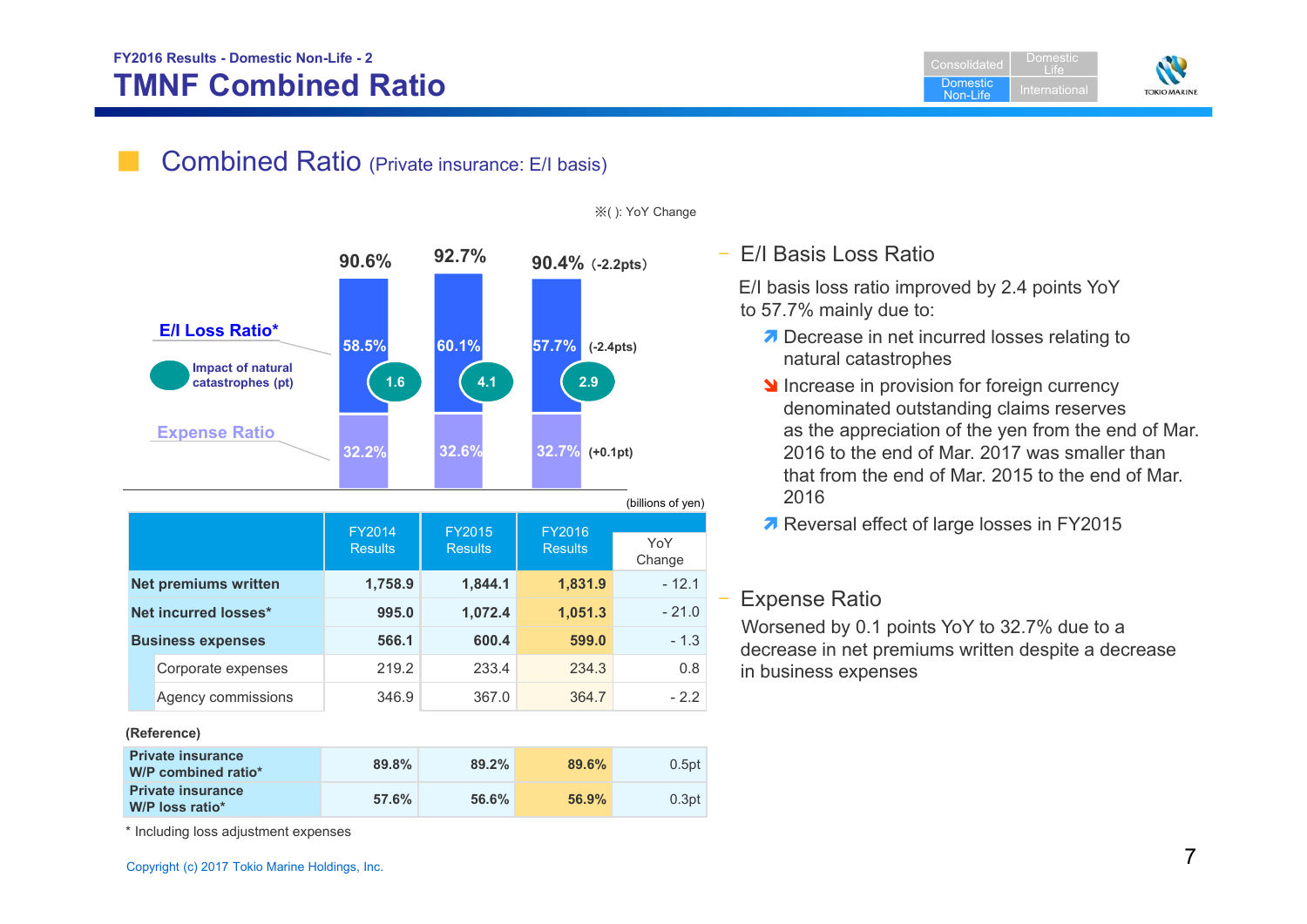FY2016 Results - Domestic Non-Life - 2

# TMNF Combined Ratio

## Combined Ratio (Private insurance: E/I basis)

※( ): YoY Change

| | FY2014 | FY2015 | FY2016 | YoY Change |
|---|---|---|---|---|
| Combined Ratio | 90.6% | 92.7% | 90.4% | (-2.2pts) |
| E/I Loss Ratio* | 58.5% | 60.1% | 57.7% | (-2.4pts) |
| Impact of natural catastrophes (pt) | 1.6 | 4.1 | 2.9 | |
| Expense Ratio | 32.2% | 32.6% | 32.7% | (+0.1pt) |

(billions of yen)

| | FY2014 Results | FY2015 Results | FY2016 Results | YoY Change |
|---|---|---|---|---|
| **Net premiums written** | 1,758.9 | 1,844.1 | 1,831.9 | - 12.1 |
| **Net incurred losses*** | 995.0 | 1,072.4 | 1,051.3 | - 21.0 |
| **Business expenses** | 566.1 | 600.4 | 599.0 | - 1.3 |
| Corporate expenses | 219.2 | 233.4 | 234.3 | 0.8 |
| Agency commissions | 346.9 | 367.0 | 364.7 | - 2.2 |

(Reference)

| | FY2014 | FY2015 | FY2016 | YoY Change |
|---|---|---|---|---|
| **Private insurance W/P combined ratio*** | 89.8% | 89.2% | 89.6% | 0.5pt |
| **Private insurance W/P loss ratio*** | 57.6% | 56.6% | 56.9% | 0.3pt |

\* Including loss adjustment expenses

### E/I Basis Loss Ratio

E/I basis loss ratio improved by 2.4 points YoY to 57.7% mainly due to:

- ↗ Decrease in net incurred losses relating to natural catastrophes
- ↘ Increase in provision for foreign currency denominated outstanding claims reserves as the appreciation of the yen from the end of Mar. 2016 to the end of Mar. 2017 was smaller than that from the end of Mar. 2015 to the end of Mar. 2016
- ↗ Reversal effect of large losses in FY2015

### Expense Ratio

Worsened by 0.1 points YoY to 32.7% due to a decrease in net premiums written despite a decrease in business expenses

Copyright (c) 2017 Tokio Marine Holdings, Inc.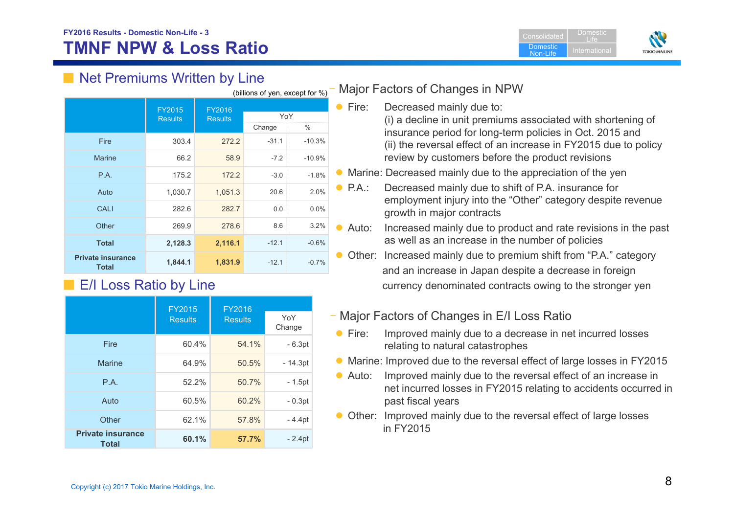FY2016 Results - Domestic Non-Life - 3

# TMNF NPW & Loss Ratio

## Net Premiums Written by Line

(billions of yen, except for %)

| | FY2015 Results | FY2016 Results | YoY | |
|---|---|---|---|---|
| | | | Change | % |
| Fire | 303.4 | 272.2 | -31.1 | -10.3% |
| Marine | 66.2 | 58.9 | -7.2 | -10.9% |
| P.A. | 175.2 | 172.2 | -3.0 | -1.8% |
| Auto | 1,030.7 | 1,051.3 | 20.6 | 2.0% |
| CALI | 282.6 | 282.7 | 0.0 | 0.0% |
| Other | 269.9 | 278.6 | 8.6 | 3.2% |
| **Total** | **2,128.3** | **2,116.1** | -12.1 | -0.6% |
| **Private insurance Total** | **1,844.1** | **1,831.9** | -12.1 | -0.7% |

## E/I Loss Ratio by Line

| | FY2015 Results | FY2016 Results | YoY Change |
|---|---|---|---|
| Fire | 60.4% | 54.1% | - 6.3pt |
| Marine | 64.9% | 50.5% | - 14.3pt |
| P.A. | 52.2% | 50.7% | - 1.5pt |
| Auto | 60.5% | 60.2% | - 0.3pt |
| Other | 62.1% | 57.8% | - 4.4pt |
| **Private insurance Total** | **60.1%** | **57.7%** | - 2.4pt |

### Major Factors of Changes in NPW

- Fire: Decreased mainly due to:
  (i) a decline in unit premiums associated with shortening of insurance period for long-term policies in Oct. 2015 and
  (ii) the reversal effect of an increase in FY2015 due to policy review by customers before the product revisions
- Marine: Decreased mainly due to the appreciation of the yen
- P.A.: Decreased mainly due to shift of P.A. insurance for employment injury into the "Other" category despite revenue growth in major contracts
- Auto: Increased mainly due to product and rate revisions in the past as well as an increase in the number of policies
- Other: Increased mainly due to premium shift from "P.A." category and an increase in Japan despite a decrease in foreign currency denominated contracts owing to the stronger yen

### Major Factors of Changes in E/I Loss Ratio

- Fire: Improved mainly due to a decrease in net incurred losses relating to natural catastrophes
- Marine: Improved due to the reversal effect of large losses in FY2015
- Auto: Improved mainly due to the reversal effect of an increase in net incurred losses in FY2015 relating to accidents occurred in past fiscal years
- Other: Improved mainly due to the reversal effect of large losses in FY2015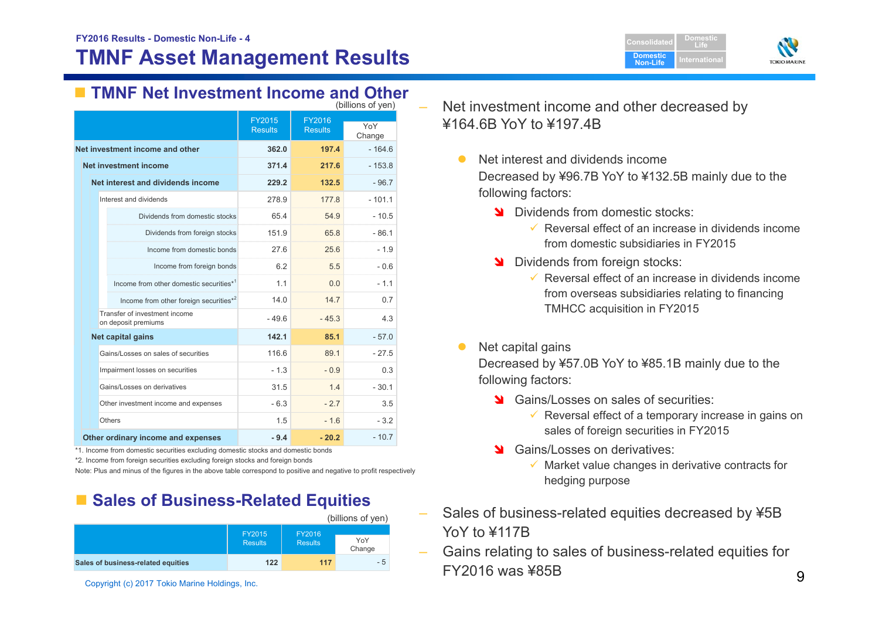FY2016 Results - Domestic Non-Life - 4

# TMNF Asset Management Results

## TMNF Net Investment Income and Other

(billions of yen)

| | FY2015 Results | FY2016 Results | YoY Change |
|---|---|---|---|
| **Net investment income and other** | **362.0** | **197.4** | - 164.6 |
| **Net investment income** | **371.4** | **217.6** | - 153.8 |
| **Net interest and dividends income** | **229.2** | **132.5** | - 96.7 |
| Interest and dividends | 278.9 | 177.8 | - 101.1 |
| Dividends from domestic stocks | 65.4 | 54.9 | - 10.5 |
| Dividends from foreign stocks | 151.9 | 65.8 | - 86.1 |
| Income from domestic bonds | 27.6 | 25.6 | - 1.9 |
| Income from foreign bonds | 6.2 | 5.5 | - 0.6 |
| Income from other domestic securities*1 | 1.1 | 0.0 | - 1.1 |
| Income from other foreign securities*2 | 14.0 | 14.7 | 0.7 |
| Transfer of investment income on deposit premiums | - 49.6 | - 45.3 | 4.3 |
| **Net capital gains** | **142.1** | **85.1** | - 57.0 |
| Gains/Losses on sales of securities | 116.6 | 89.1 | - 27.5 |
| Impairment losses on securities | - 1.3 | - 0.9 | 0.3 |
| Gains/Losses on derivatives | 31.5 | 1.4 | - 30.1 |
| Other investment income and expenses | - 6.3 | - 2.7 | 3.5 |
| Others | 1.5 | - 1.6 | - 3.2 |
| **Other ordinary income and expenses** | **- 9.4** | **- 20.2** | - 10.7 |

*1. Income from domestic securities excluding domestic stocks and domestic bonds

*2. Income from foreign securities excluding foreign stocks and foreign bonds

Note: Plus and minus of the figures in the above table correspond to positive and negative to profit respectively

- Net investment income and other decreased by ¥164.6B YoY to ¥197.4B
  - Net interest and dividends income
    Decreased by ¥96.7B YoY to ¥132.5B mainly due to the following factors:
    - Dividends from domestic stocks:
      - ✓ Reversal effect of an increase in dividends income from domestic subsidiaries in FY2015
    - Dividends from foreign stocks:
      - ✓ Reversal effect of an increase in dividends income from overseas subsidiaries relating to financing TMHCC acquisition in FY2015
  - Net capital gains
    Decreased by ¥57.0B YoY to ¥85.1B mainly due to the following factors:
    - Gains/Losses on sales of securities:
      - ✓ Reversal effect of a temporary increase in gains on sales of foreign securities in FY2015
    - Gains/Losses on derivatives:
      - ✓ Market value changes in derivative contracts for hedging purpose

## Sales of Business-Related Equities

(billions of yen)

| | FY2015 Results | FY2016 Results | YoY Change |
|---|---|---|---|
| **Sales of business-related equities** | **122** | **117** | - 5 |

- Sales of business-related equities decreased by ¥5B YoY to ¥117B
- Gains relating to sales of business-related equities for FY2016 was ¥85B

Copyright (c) 2017 Tokio Marine Holdings, Inc.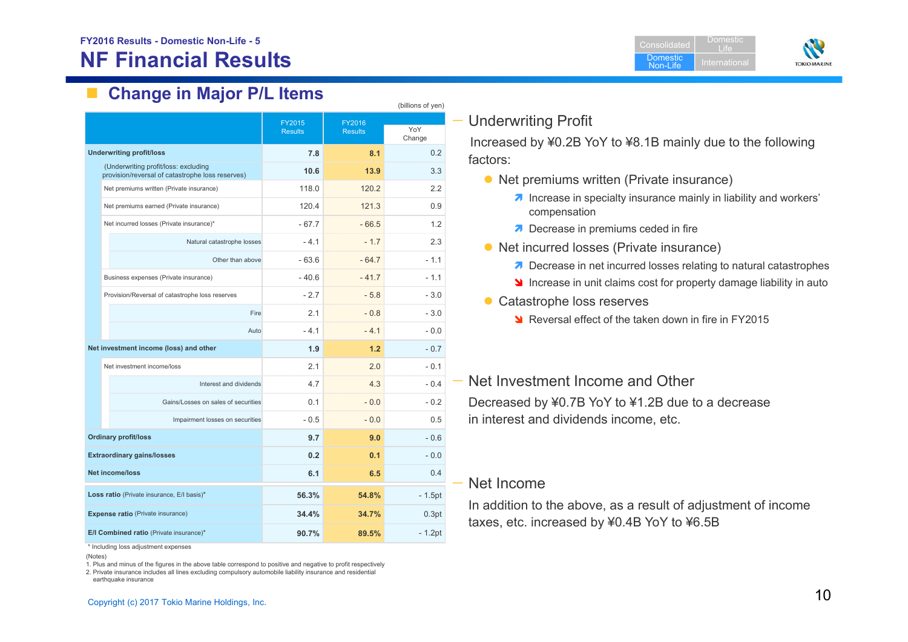FY2016 Results - Domestic Non-Life - 5

# NF Financial Results

## Change in Major P/L Items

(billions of yen)

| | FY2015 Results | FY2016 Results | YoY Change |
|---|---|---|---|
| **Underwriting profit/loss** | **7.8** | **8.1** | 0.2 |
| (Underwriting profit/loss: excluding provision/reversal of catastrophe loss reserves) | **10.6** | **13.9** | 3.3 |
| Net premiums written (Private insurance) | 118.0 | 120.2 | 2.2 |
| Net premiums earned (Private insurance) | 120.4 | 121.3 | 0.9 |
| Net incurred losses (Private insurance)* | - 67.7 | - 66.5 | 1.2 |
| Natural catastrophe losses | - 4.1 | - 1.7 | 2.3 |
| Other than above | - 63.6 | - 64.7 | - 1.1 |
| Business expenses (Private insurance) | - 40.6 | - 41.7 | - 1.1 |
| Provision/Reversal of catastrophe loss reserves | - 2.7 | - 5.8 | - 3.0 |
| Fire | 2.1 | - 0.8 | - 3.0 |
| Auto | - 4.1 | - 4.1 | - 0.0 |
| **Net investment income (loss) and other** | **1.9** | **1.2** | - 0.7 |
| Net investment income/loss | 2.1 | 2.0 | - 0.1 |
| Interest and dividends | 4.7 | 4.3 | - 0.4 |
| Gains/Losses on sales of securities | 0.1 | - 0.0 | - 0.2 |
| Impairment losses on securities | - 0.5 | - 0.0 | 0.5 |
| **Ordinary profit/loss** | **9.7** | **9.0** | - 0.6 |
| **Extraordinary gains/losses** | **0.2** | **0.1** | - 0.0 |
| **Net income/loss** | **6.1** | **6.5** | 0.4 |
| **Loss ratio** (Private insurance, E/I basis)* | **56.3%** | **54.8%** | - 1.5pt |
| **Expense ratio** (Private insurance) | **34.4%** | **34.7%** | 0.3pt |
| **E/I Combined ratio** (Private insurance)* | **90.7%** | **89.5%** | - 1.2pt |

\* Including loss adjustment expenses

(Notes)
1. Plus and minus of the figures in the above table correspond to positive and negative to profit respectively
2. Private insurance includes all lines excluding compulsory automobile liability insurance and residential earthquake insurance

### Underwriting Profit

Increased by ¥0.2B YoY to ¥8.1B mainly due to the following factors:

- Net premiums written (Private insurance)
  - ↗ Increase in specialty insurance mainly in liability and workers' compensation
  - ↗ Decrease in premiums ceded in fire
- Net incurred losses (Private insurance)
  - ↗ Decrease in net incurred losses relating to natural catastrophes
  - ↘ Increase in unit claims cost for property damage liability in auto
- Catastrophe loss reserves
  - ↘ Reversal effect of the taken down in fire in FY2015

### Net Investment Income and Other

Decreased by ¥0.7B YoY to ¥1.2B due to a decrease in interest and dividends income, etc.

### Net Income

In addition to the above, as a result of adjustment of income taxes, etc. increased by ¥0.4B YoY to ¥6.5B

Copyright (c) 2017 Tokio Marine Holdings, Inc.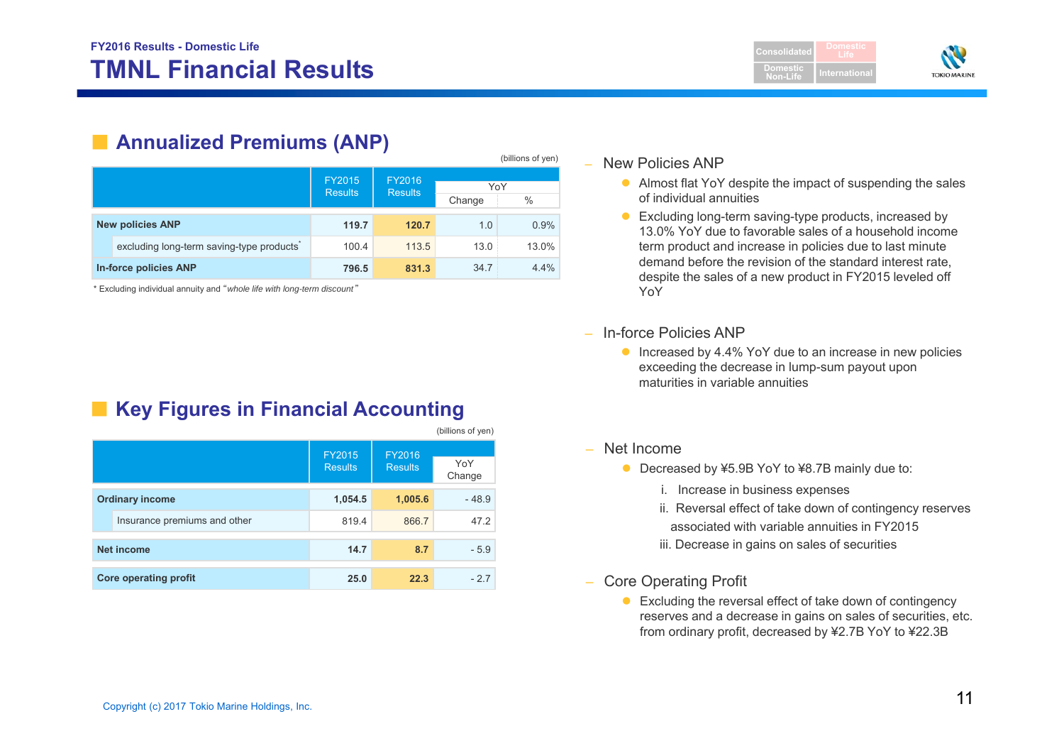FY2016 Results - Domestic Life

# TMNL Financial Results

## Annualized Premiums (ANP)

(billions of yen)

| | FY2015 Results | FY2016 Results | YoY | |
|---|---|---|---|---|
| | | | Change | % |
| **New policies ANP** | **119.7** | **120.7** | 1.0 | 0.9% |
| excluding long-term saving-type products* | 100.4 | 113.5 | 13.0 | 13.0% |
| **In-force policies ANP** | **796.5** | **831.3** | 34.7 | 4.4% |

\* Excluding individual annuity and "*whole life with long-term discount*"

– New Policies ANP
- Almost flat YoY despite the impact of suspending the sales of individual annuities
- Excluding long-term saving-type products, increased by 13.0% YoY due to favorable sales of a household income term product and increase in policies due to last minute demand before the revision of the standard interest rate, despite the sales of a new product in FY2015 leveled off YoY

– In-force Policies ANP
- Increased by 4.4% YoY due to an increase in new policies exceeding the decrease in lump-sum payout upon maturities in variable annuities

## Key Figures in Financial Accounting

(billions of yen)

| | FY2015 Results | FY2016 Results | YoY Change |
|---|---|---|---|
| **Ordinary income** | **1,054.5** | **1,005.6** | - 48.9 |
| Insurance premiums and other | 819.4 | 866.7 | 47.2 |
| **Net income** | **14.7** | **8.7** | - 5.9 |
| **Core operating profit** | **25.0** | **22.3** | - 2.7 |

– Net Income
- Decreased by ¥5.9B YoY to ¥8.7B mainly due to:
  - i. Increase in business expenses
  - ii. Reversal effect of take down of contingency reserves associated with variable annuities in FY2015
  - iii. Decrease in gains on sales of securities

– Core Operating Profit
- Excluding the reversal effect of take down of contingency reserves and a decrease in gains on sales of securities, etc. from ordinary profit, decreased by ¥2.7B YoY to ¥22.3B

Copyright (c) 2017 Tokio Marine Holdings, Inc.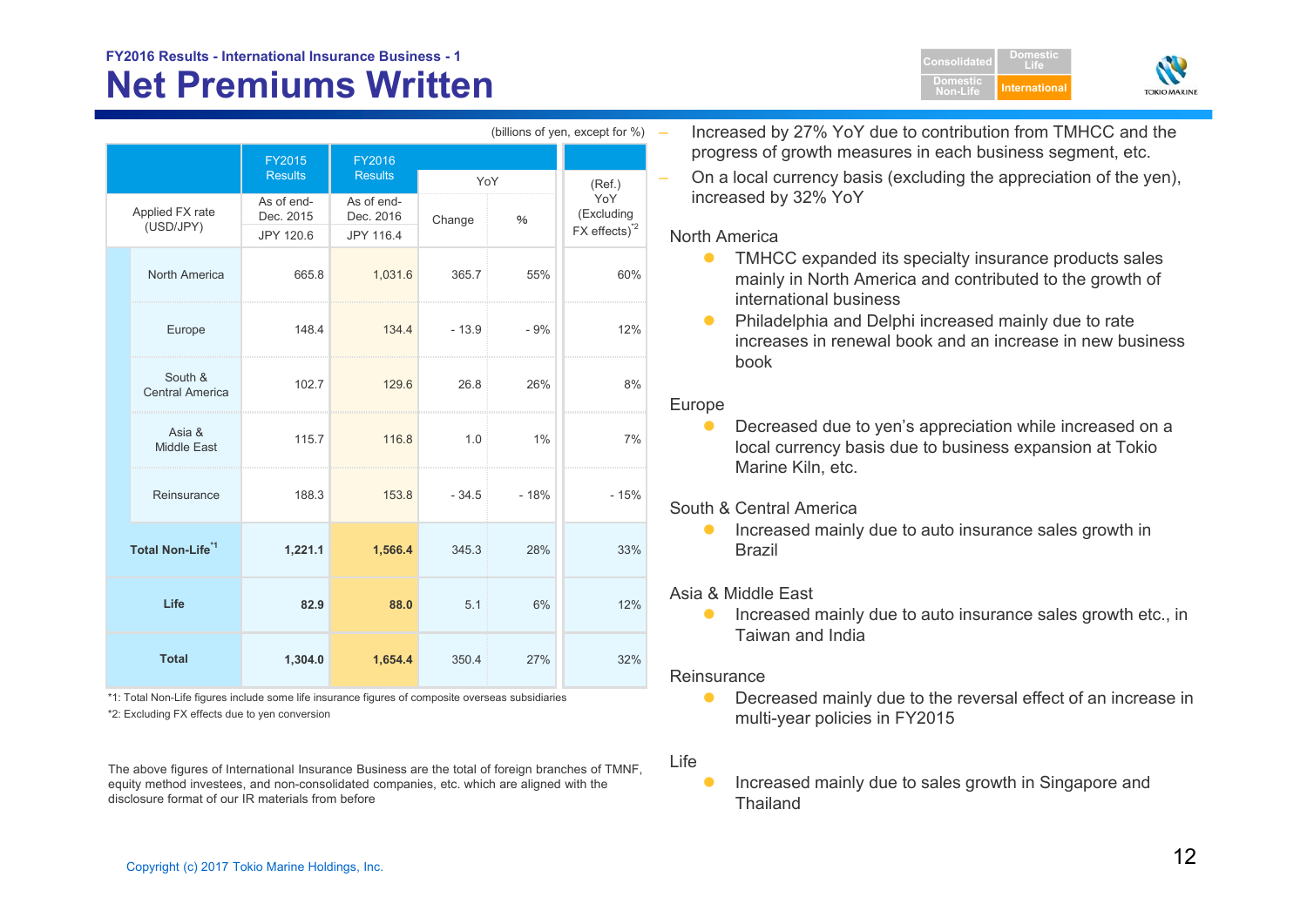FY2016 Results - International Insurance Business - 1

# Net Premiums Written

(billions of yen, except for %)

| | FY2015 Results | FY2016 Results | YoY | | (Ref.) YoY (Excluding FX effects)[2] |
|---|---|---|---|---|---|
| Applied FX rate (USD/JPY) | As of end-Dec. 2015 JPY 120.6 | As of end-Dec. 2016 JPY 116.4 | Change | % | |
| North America | 665.8 | 1,031.6 | 365.7 | 55% | 60% |
| Europe | 148.4 | 134.4 | - 13.9 | - 9% | 12% |
| South & Central America | 102.7 | 129.6 | 26.8 | 26% | 8% |
| Asia & Middle East | 115.7 | 116.8 | 1.0 | 1% | 7% |
| Reinsurance | 188.3 | 153.8 | - 34.5 | - 18% | - 15% |
| **Total Non-Life**[1] | **1,221.1** | **1,566.4** | 345.3 | 28% | 33% |
| **Life** | **82.9** | **88.0** | 5.1 | 6% | 12% |
| **Total** | **1,304.0** | **1,654.4** | 350.4 | 27% | 32% |

*1: Total Non-Life figures include some life insurance figures of composite overseas subsidiaries

*2: Excluding FX effects due to yen conversion

The above figures of International Insurance Business are the total of foreign branches of TMNF, equity method investees, and non-consolidated companies, etc. which are aligned with the disclosure format of our IR materials from before

- Increased by 27% YoY due to contribution from TMHCC and the progress of growth measures in each business segment, etc.
- On a local currency basis (excluding the appreciation of the yen), increased by 32% YoY

North America

- TMHCC expanded its specialty insurance products sales mainly in North America and contributed to the growth of international business
- Philadelphia and Delphi increased mainly due to rate increases in renewal book and an increase in new business book

Europe

- Decreased due to yen's appreciation while increased on a local currency basis due to business expansion at Tokio Marine Kiln, etc.

South & Central America

- Increased mainly due to auto insurance sales growth in Brazil

Asia & Middle East

- Increased mainly due to auto insurance sales growth etc., in Taiwan and India

Reinsurance

- Decreased mainly due to the reversal effect of an increase in multi-year policies in FY2015

Life

- Increased mainly due to sales growth in Singapore and Thailand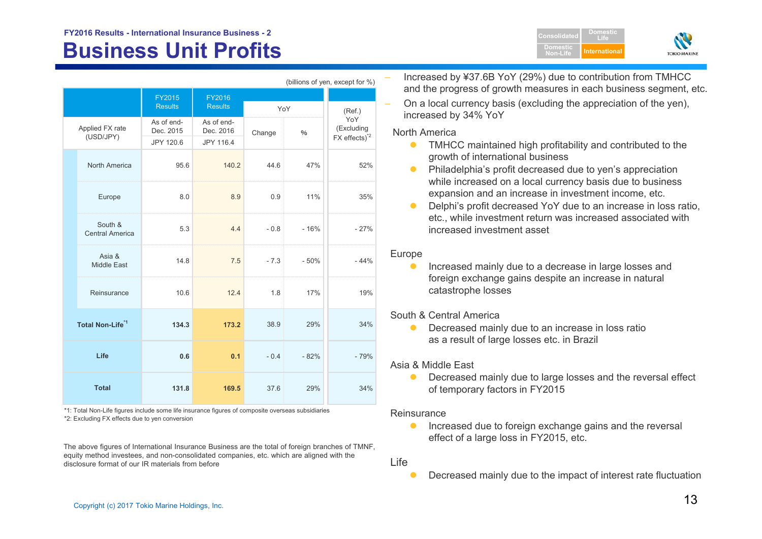FY2016 Results - International Insurance Business - 2

# Business Unit Profits

(billions of yen, except for %)

| | FY2015 Results | FY2016 Results | YoY | | (Ref.) YoY (Excluding FX effects)[2] |
|---|---|---|---|---|---|
| Applied FX rate (USD/JPY) | As of end-Dec. 2015 JPY 120.6 | As of end-Dec. 2016 JPY 116.4 | Change | % | |
| North America | 95.6 | 140.2 | 44.6 | 47% | 52% |
| Europe | 8.0 | 8.9 | 0.9 | 11% | 35% |
| South & Central America | 5.3 | 4.4 | - 0.8 | - 16% | - 27% |
| Asia & Middle East | 14.8 | 7.5 | - 7.3 | - 50% | - 44% |
| Reinsurance | 10.6 | 12.4 | 1.8 | 17% | 19% |
| **Total Non-Life**[1] | **134.3** | **173.2** | 38.9 | 29% | 34% |
| **Life** | **0.6** | **0.1** | - 0.4 | - 82% | - 79% |
| **Total** | **131.8** | **169.5** | 37.6 | 29% | 34% |

*1: Total Non-Life figures include some life insurance figures of composite overseas subsidiaries
*2: Excluding FX effects due to yen conversion

The above figures of International Insurance Business are the total of foreign branches of TMNF, equity method investees, and non-consolidated companies, etc. which are aligned with the disclosure format of our IR materials from before

- Increased by ¥37.6B YoY (29%) due to contribution from TMHCC and the progress of growth measures in each business segment, etc.
- On a local currency basis (excluding the appreciation of the yen), increased by 34% YoY

North America
- TMHCC maintained high profitability and contributed to the growth of international business
- Philadelphia's profit decreased due to yen's appreciation while increased on a local currency basis due to business expansion and an increase in investment income, etc.
- Delphi's profit decreased YoY due to an increase in loss ratio, etc., while investment return was increased associated with increased investment asset

Europe
- Increased mainly due to a decrease in large losses and foreign exchange gains despite an increase in natural catastrophe losses

South & Central America
- Decreased mainly due to an increase in loss ratio as a result of large losses etc. in Brazil

Asia & Middle East
- Decreased mainly due to large losses and the reversal effect of temporary factors in FY2015

Reinsurance
- Increased due to foreign exchange gains and the reversal effect of a large loss in FY2015, etc.

Life
- Decreased mainly due to the impact of interest rate fluctuation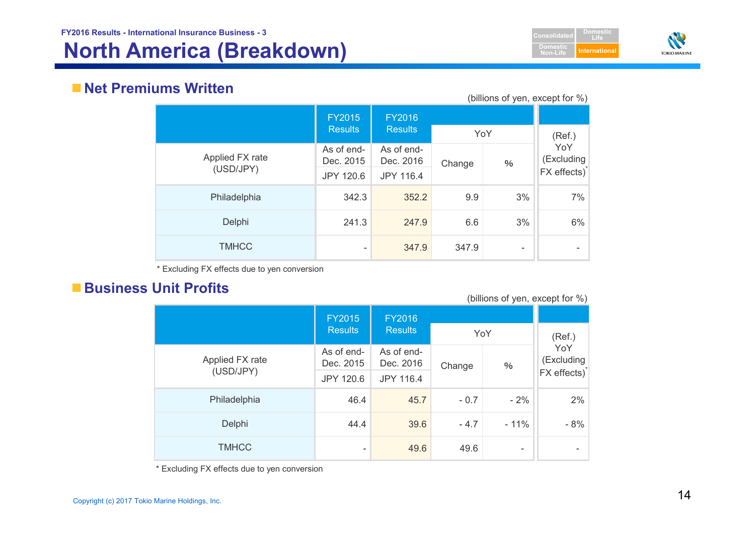FY2016 Results - International Insurance Business - 3

# North America (Breakdown)

## Net Premiums Written

(billions of yen, except for %)

| | FY2015 Results | FY2016 Results | YoY | | (Ref.) YoY (Excluding FX effects)* |
|---|---|---|---|---|---|
| Applied FX rate (USD/JPY) | As of end-Dec. 2015 JPY 120.6 | As of end-Dec. 2016 JPY 116.4 | Change | % | |
| Philadelphia | 342.3 | 352.2 | 9.9 | 3% | 7% |
| Delphi | 241.3 | 247.9 | 6.6 | 3% | 6% |
| TMHCC | - | 347.9 | 347.9 | - | - |

\* Excluding FX effects due to yen conversion

## Business Unit Profits

(billions of yen, except for %)

| | FY2015 Results | FY2016 Results | YoY | | (Ref.) YoY (Excluding FX effects)* |
|---|---|---|---|---|---|
| Applied FX rate (USD/JPY) | As of end-Dec. 2015 JPY 120.6 | As of end-Dec. 2016 JPY 116.4 | Change | % | |
| Philadelphia | 46.4 | 45.7 | - 0.7 | - 2% | 2% |
| Delphi | 44.4 | 39.6 | - 4.7 | - 11% | - 8% |
| TMHCC | - | 49.6 | 49.6 | - | - |

\* Excluding FX effects due to yen conversion

Copyright (c) 2017 Tokio Marine Holdings, Inc.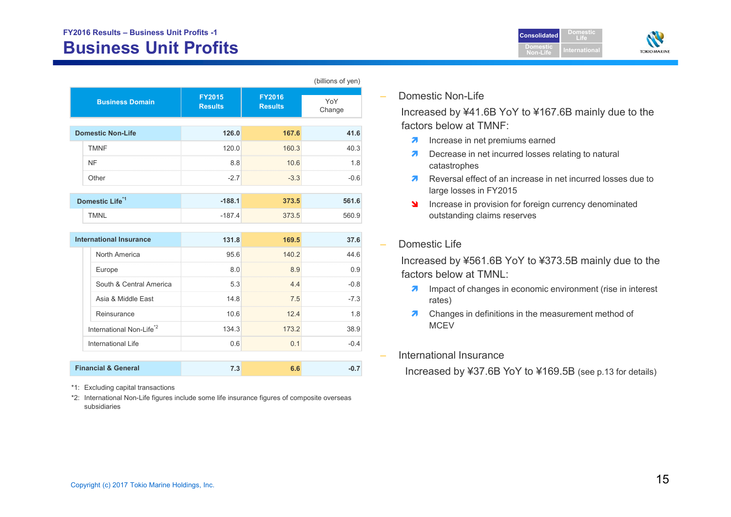FY2016 Results – Business Unit Profits -1

# Business Unit Profits

(billions of yen)

| Business Domain | FY2015 Results | FY2016 Results | YoY Change |
|---|---|---|---|
| **Domestic Non-Life** | **126.0** | **167.6** | **41.6** |
| TMNF | 120.0 | 160.3 | 40.3 |
| NF | 8.8 | 10.6 | 1.8 |
| Other | -2.7 | -3.3 | -0.6 |
| **Domestic Life**[*1] | **-188.1** | **373.5** | **561.6** |
| TMNL | -187.4 | 373.5 | 560.9 |
| **International Insurance** | **131.8** | **169.5** | **37.6** |
| North America | 95.6 | 140.2 | 44.6 |
| Europe | 8.0 | 8.9 | 0.9 |
| South & Central America | 5.3 | 4.4 | -0.8 |
| Asia & Middle East | 14.8 | 7.5 | -7.3 |
| Reinsurance | 10.6 | 12.4 | 1.8 |
| International Non-Life[*2] | 134.3 | 173.2 | 38.9 |
| International Life | 0.6 | 0.1 | -0.4 |
| **Financial & General** | **7.3** | **6.6** | **-0.7** |

*1: Excluding capital transactions

*2: International Non-Life figures include some life insurance figures of composite overseas subsidiaries

– Domestic Non-Life

Increased by ¥41.6B YoY to ¥167.6B mainly due to the factors below at TMNF:

- ↗ Increase in net premiums earned
- ↗ Decrease in net incurred losses relating to natural catastrophes
- ↗ Reversal effect of an increase in net incurred losses due to large losses in FY2015
- ↘ Increase in provision for foreign currency denominated outstanding claims reserves

– Domestic Life

Increased by ¥561.6B YoY to ¥373.5B mainly due to the factors below at TMNL:

- ↗ Impact of changes in economic environment (rise in interest rates)
- ↗ Changes in definitions in the measurement method of MCEV

– International Insurance

Increased by ¥37.6B YoY to ¥169.5B (see p.13 for details)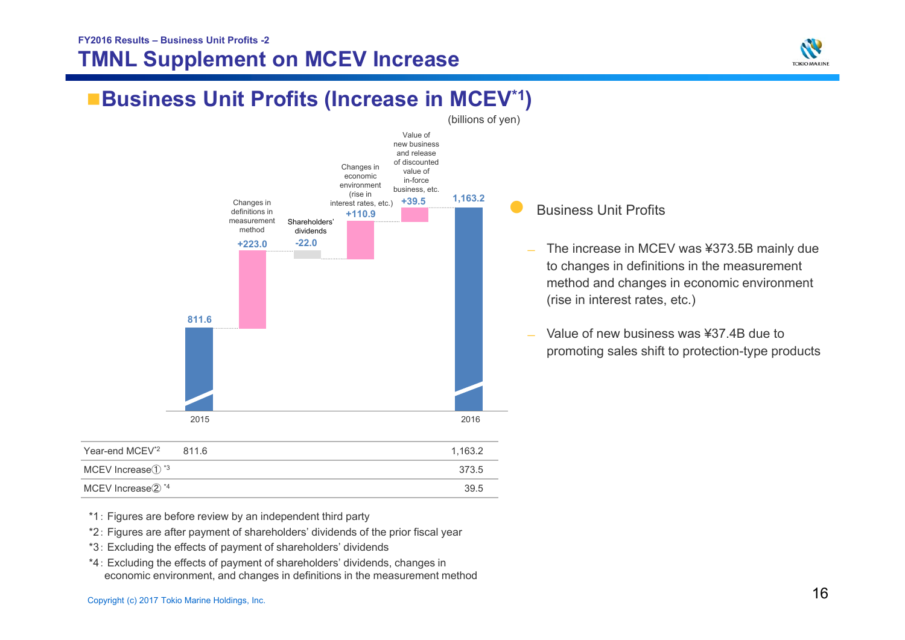FY2016 Results – Business Unit Profits -2

# TMNL Supplement on MCEV Increase

## ■Business Unit Profits (Increase in MCEV[*1])

(billions of yen)

| | 2015 | Changes in definitions in measurement method | Shareholders' dividends | Changes in economic environment (rise in interest rates, etc.) | Value of new business and release of discounted value of in-force business, etc. | 2016 |
|---|---|---|---|---|---|---|
| | 811.6 | +223.0 | -22.0 | +110.9 | +39.5 | 1,163.2 |

| | 2015 | 2016 |
|---|---|---|
| Year-end MCEV[*2] | 811.6 | 1,163.2 |
| MCEV Increase① [*3] | | 373.5 |
| MCEV Increase② [*4] | | 39.5 |

*1：Figures are before review by an independent third party

*2：Figures are after payment of shareholders' dividends of the prior fiscal year

*3：Excluding the effects of payment of shareholders' dividends

*4：Excluding the effects of payment of shareholders' dividends, changes in economic environment, and changes in definitions in the measurement method

- Business Unit Profits
  - The increase in MCEV was ¥373.5B mainly due to changes in definitions in the measurement method and changes in economic environment (rise in interest rates, etc.)
  - Value of new business was ¥37.4B due to promoting sales shift to protection-type products

Copyright (c) 2017 Tokio Marine Holdings, Inc.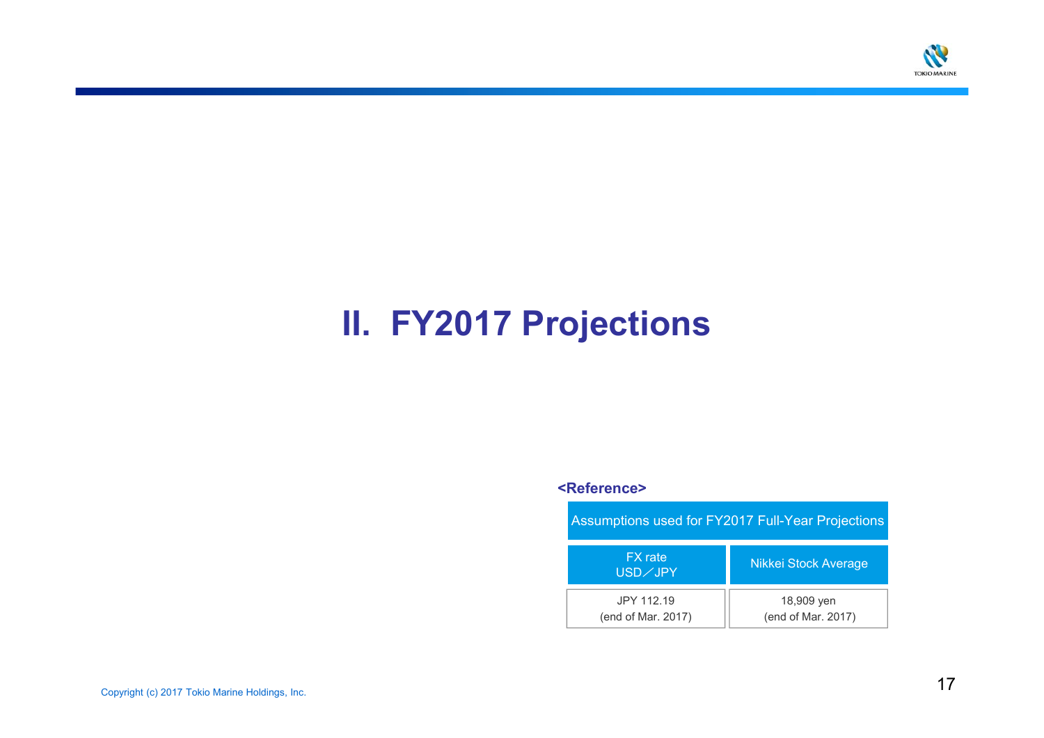# II. FY2017 Projections

**<Reference>**

| Assumptions used for FY2017 Full-Year Projections | |
|---|---|
| FX rate USD／JPY | Nikkei Stock Average |
| JPY 112.19 (end of Mar. 2017) | 18,909 yen (end of Mar. 2017) |

Copyright (c) 2017 Tokio Marine Holdings, Inc.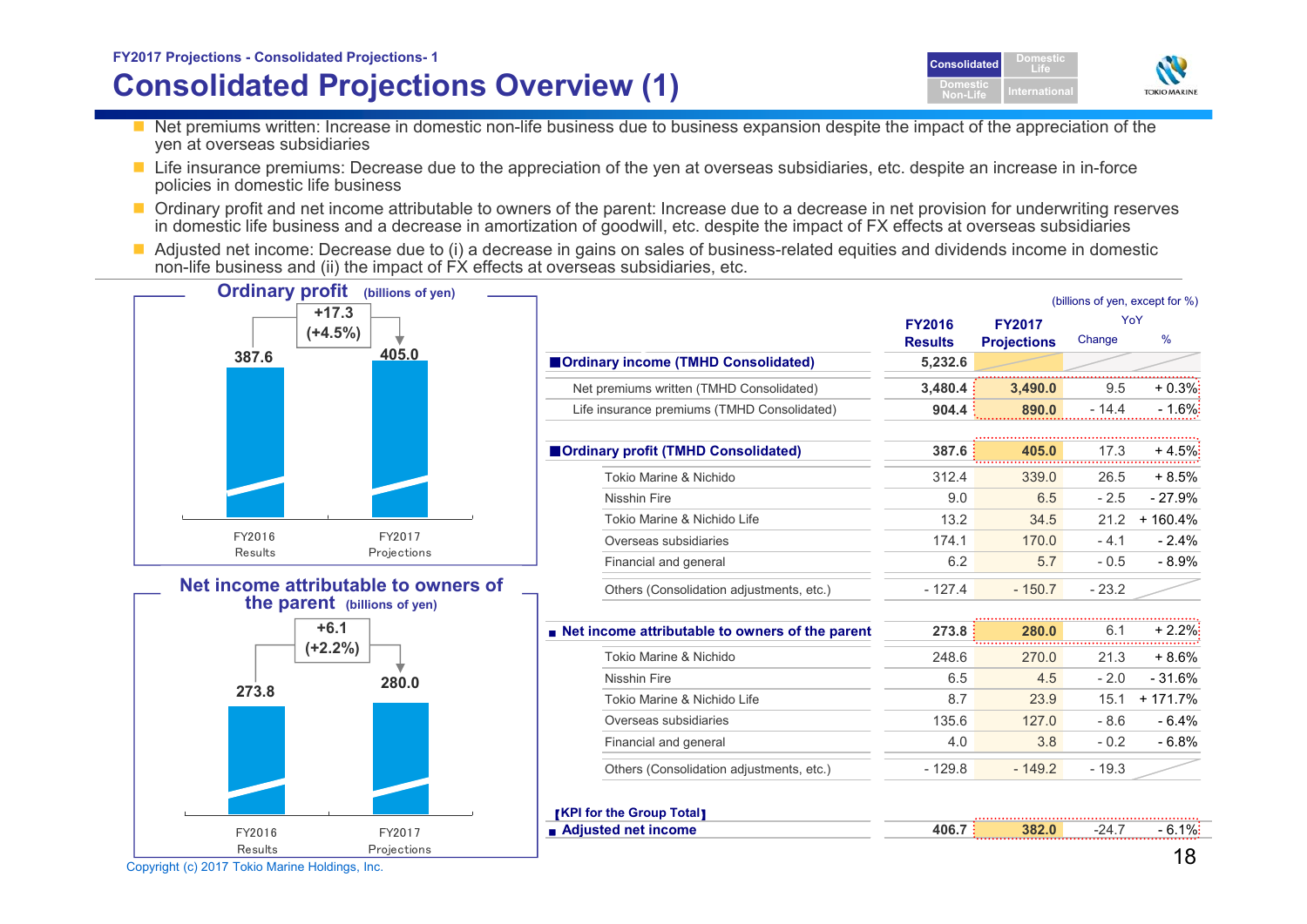FY2017 Projections - Consolidated Projections- 1

# Consolidated Projections Overview (1)

- Net premiums written: Increase in domestic non-life business due to business expansion despite the impact of the appreciation of the yen at overseas subsidiaries
- Life insurance premiums: Decrease due to the appreciation of the yen at overseas subsidiaries, etc. despite an increase in in-force policies in domestic life business
- Ordinary profit and net income attributable to owners of the parent: Increase due to a decrease in net provision for underwriting reserves in domestic life business and a decrease in amortization of goodwill, etc. despite the impact of FX effects at overseas subsidiaries
- Adjusted net income: Decrease due to (i) a decrease in gains on sales of business-related equities and dividends income in domestic non-life business and (ii) the impact of FX effects at overseas subsidiaries, etc.

**Ordinary profit** (billions of yen)

| | FY2016 Results | FY2017 Projections |
|---|---|---|
| Ordinary profit | 387.6 | 405.0 |

Change: +17.3 (+4.5%)

**Net income attributable to owners of the parent** (billions of yen)

| | FY2016 Results | FY2017 Projections |
|---|---|---|
| Net income attributable to owners of the parent | 273.8 | 280.0 |

Change: +6.1 (+2.2%)

(billions of yen, except for %)

| | FY2016 Results | FY2017 Projections | YoY Change | YoY % |
|---|---|---|---|---|
| **Ordinary income (TMHD Consolidated)** | 5,232.6 | | | |
| Net premiums written (TMHD Consolidated) | 3,480.4 | 3,490.0 | 9.5 | + 0.3% |
| Life insurance premiums (TMHD Consolidated) | 904.4 | 890.0 | - 14.4 | - 1.6% |
| **Ordinary profit (TMHD Consolidated)** | 387.6 | 405.0 | 17.3 | + 4.5% |
| Tokio Marine & Nichido | 312.4 | 339.0 | 26.5 | + 8.5% |
| Nisshin Fire | 9.0 | 6.5 | - 2.5 | - 27.9% |
| Tokio Marine & Nichido Life | 13.2 | 34.5 | 21.2 | + 160.4% |
| Overseas subsidiaries | 174.1 | 170.0 | - 4.1 | - 2.4% |
| Financial and general | 6.2 | 5.7 | - 0.5 | - 8.9% |
| Others (Consolidation adjustments, etc.) | - 127.4 | - 150.7 | - 23.2 | |
| **Net income attributable to owners of the parent** | 273.8 | 280.0 | 6.1 | + 2.2% |
| Tokio Marine & Nichido | 248.6 | 270.0 | 21.3 | + 8.6% |
| Nisshin Fire | 6.5 | 4.5 | - 2.0 | - 31.6% |
| Tokio Marine & Nichido Life | 8.7 | 23.9 | 15.1 | + 171.7% |
| Overseas subsidiaries | 135.6 | 127.0 | - 8.6 | - 6.4% |
| Financial and general | 4.0 | 3.8 | - 0.2 | - 6.8% |
| Others (Consolidation adjustments, etc.) | - 129.8 | - 149.2 | - 19.3 | |
| **【KPI for the Group Total】** | | | | |
| **Adjusted net income** | 406.7 | 382.0 | -24.7 | - 6.1% |

Copyright (c) 2017 Tokio Marine Holdings, Inc.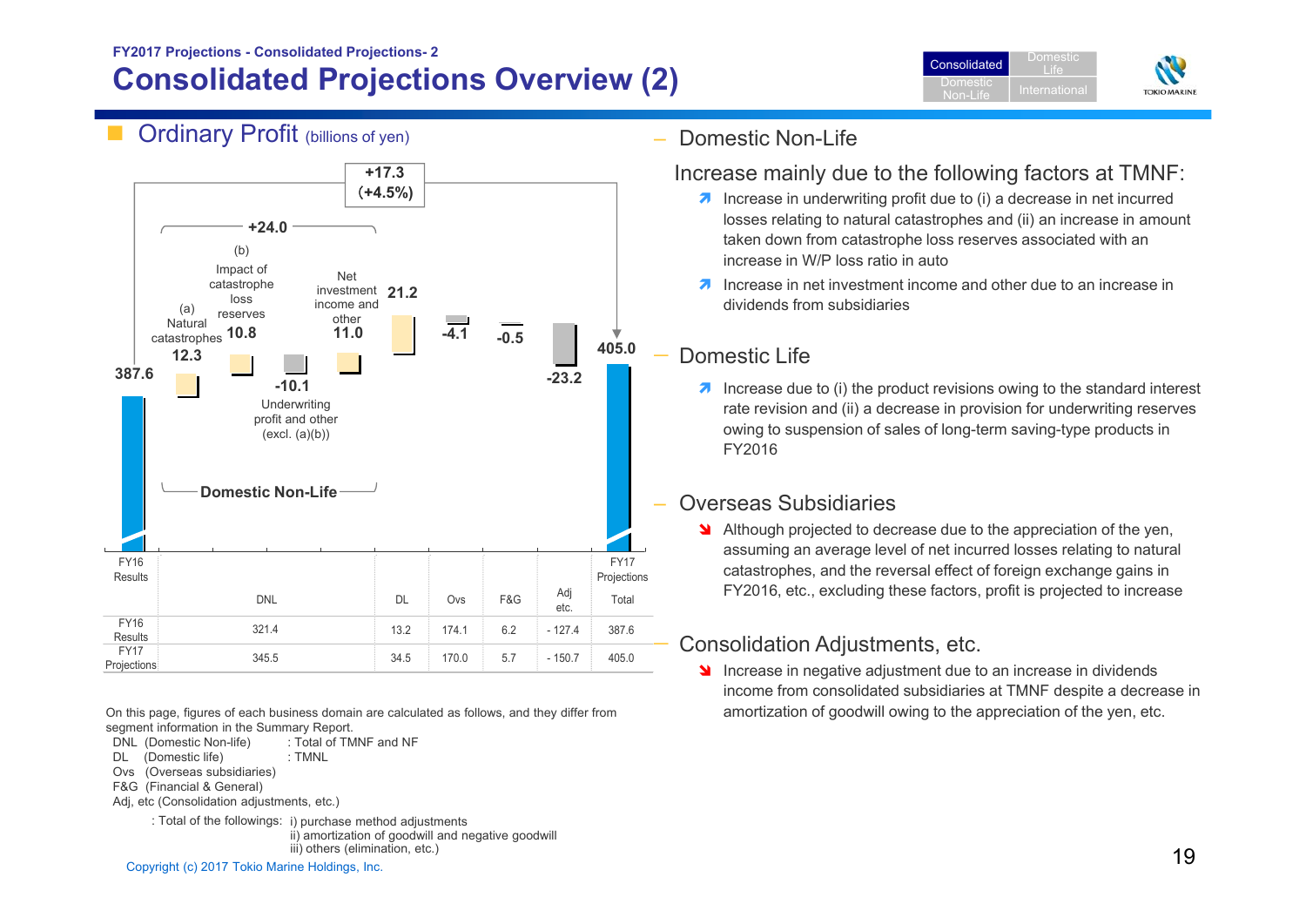FY2017 Projections - Consolidated Projections- 2

# Consolidated Projections Overview (2)

## Ordinary Profit (billions of yen)

FY16 Results: 387.6

Domestic Non-Life: +24.0
- (a) Natural catastrophes: 12.3
- (b) Impact of catastrophe loss reserves: 10.8
- Underwriting profit and other (excl. (a)(b)): -10.1
- Net investment income and other: 11.0

DL: 21.2
Ovs: -4.1
F&G: -0.5
Adj etc.: -23.2

FY17 Projections: 405.0 (+17.3 (+4.5%))

| | DNL | DL | Ovs | F&G | Adj etc. | Total |
|---|---|---|---|---|---|---|
| FY16 Results | 321.4 | 13.2 | 174.1 | 6.2 | - 127.4 | 387.6 |
| FY17 Projections | 345.5 | 34.5 | 170.0 | 5.7 | - 150.7 | 405.0 |

On this page, figures of each business domain are calculated as follows, and they differ from segment information in the Summary Report.

- DNL (Domestic Non-life) : Total of TMNF and NF
- DL (Domestic life) : TMNL
- Ovs (Overseas subsidiaries)
- F&G (Financial & General)
- Adj, etc (Consolidation adjustments, etc.)
  : Total of the followings: i) purchase method adjustments
  ii) amortization of goodwill and negative goodwill
  iii) others (elimination, etc.)

### Domestic Non-Life

Increase mainly due to the following factors at TMNF:

- Increase in underwriting profit due to (i) a decrease in net incurred losses relating to natural catastrophes and (ii) an increase in amount taken down from catastrophe loss reserves associated with an increase in W/P loss ratio in auto
- Increase in net investment income and other due to an increase in dividends from subsidiaries

### Domestic Life

- Increase due to (i) the product revisions owing to the standard interest rate revision and (ii) a decrease in provision for underwriting reserves owing to suspension of sales of long-term saving-type products in FY2016

### Overseas Subsidiaries

- Although projected to decrease due to the appreciation of the yen, assuming an average level of net incurred losses relating to natural catastrophes, and the reversal effect of foreign exchange gains in FY2016, etc., excluding these factors, profit is projected to increase

### Consolidation Adjustments, etc.

- Increase in negative adjustment due to an increase in dividends income from consolidated subsidiaries at TMNF despite a decrease in amortization of goodwill owing to the appreciation of the yen, etc.

Copyright (c) 2017 Tokio Marine Holdings, Inc.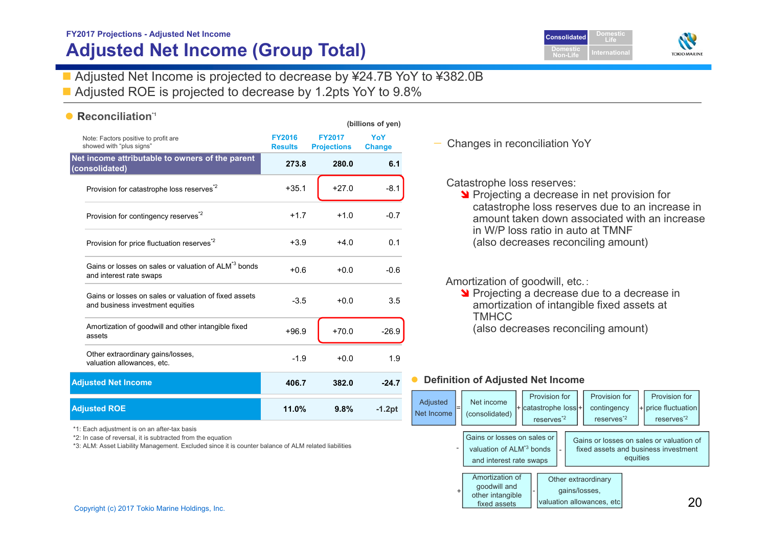FY2017 Projections - Adjusted Net Income

# Adjusted Net Income (Group Total)

- Adjusted Net Income is projected to decrease by ¥24.7B YoY to ¥382.0B
- Adjusted ROE is projected to decrease by 1.2pts YoY to 9.8%

## Reconciliation[*1]

(billions of yen)

Note: Factors positive to profit are showed with “plus signs”

| | FY2016 Results | FY2017 Projections | YoY Change |
|---|---|---|---|
| **Net income attributable to owners of the parent (consolidated)** | **273.8** | **280.0** | **6.1** |
| Provision for catastrophe loss reserves[*2] | +35.1 | +27.0 | -8.1 |
| Provision for contingency reserves[*2] | +1.7 | +1.0 | -0.7 |
| Provision for price fluctuation reserves[*2] | +3.9 | +4.0 | 0.1 |
| Gains or losses on sales or valuation of ALM[*3] bonds and interest rate swaps | +0.6 | +0.0 | -0.6 |
| Gains or losses on sales or valuation of fixed assets and business investment equities | -3.5 | +0.0 | 3.5 |
| Amortization of goodwill and other intangible fixed assets | +96.9 | +70.0 | -26.9 |
| Other extraordinary gains/losses, valuation allowances, etc. | -1.9 | +0.0 | 1.9 |
| **Adjusted Net Income** | **406.7** | **382.0** | **-24.7** |
| **Adjusted ROE** | **11.0%** | **9.8%** | **-1.2pt** |

*1: Each adjustment is on an after-tax basis
*2: In case of reversal, it is subtracted from the equation
*3: ALM: Asset Liability Management. Excluded since it is counter balance of ALM related liabilities

— Changes in reconciliation YoY

Catastrophe loss reserves:
- Projecting a decrease in net provision for catastrophe loss reserves due to an increase in amount taken down associated with an increase in W/P loss ratio in auto at TMNF (also decreases reconciling amount)

Amortization of goodwill, etc.:
- Projecting a decrease due to a decrease in amortization of intangible fixed assets at TMHCC (also decreases reconciling amount)

## Definition of Adjusted Net Income

Adjusted Net Income = Net income (consolidated) + Provision for catastrophe loss reserves[*2] + Provision for contingency reserves[*2] + Provision for price fluctuation reserves[*2] - Gains or losses on sales or valuation of ALM[*3] bonds and interest rate swaps - Gains or losses on sales or valuation of fixed assets and business investment equities + Amortization of goodwill and other intangible fixed assets - Other extraordinary gains/losses, valuation allowances, etc

Copyright (c) 2017 Tokio Marine Holdings, Inc.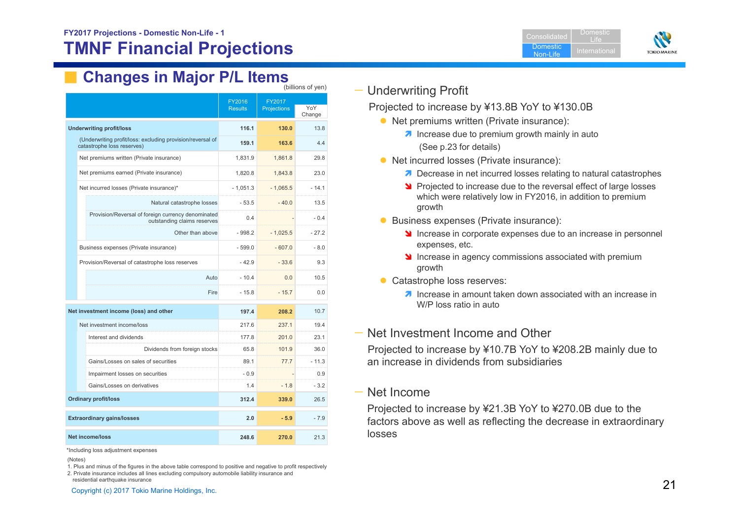FY2017 Projections - Domestic Non-Life - 1

# TMNF Financial Projections

## Changes in Major P/L Items

(billions of yen)

| | FY2016 Results | FY2017 Projections | YoY Change |
|---|---|---|---|
| **Underwriting profit/loss** | **116.1** | **130.0** | 13.8 |
| (Underwriting profit/loss: excluding provision/reversal of catastrophe loss reserves) | **159.1** | **163.6** | 4.4 |
| Net premiums written (Private insurance) | 1,831.9 | 1,861.8 | 29.8 |
| Net premiums earned (Private insurance) | 1,820.8 | 1,843.8 | 23.0 |
| Net incurred losses (Private insurance)* | - 1,051.3 | - 1,065.5 | - 14.1 |
| Natural catastrophe losses | - 53.5 | - 40.0 | 13.5 |
| Provision/Reversal of foreign currency denominated outstanding claims reserves | 0.4 | - | - 0.4 |
| Other than above | - 998.2 | - 1,025.5 | - 27.2 |
| Business expenses (Private insurance) | - 599.0 | - 607.0 | - 8.0 |
| Provision/Reversal of catastrophe loss reserves | - 42.9 | - 33.6 | 9.3 |
| Auto | - 10.4 | 0.0 | 10.5 |
| Fire | - 15.8 | - 15.7 | 0.0 |
| **Net investment income (loss) and other** | **197.4** | **208.2** | 10.7 |
| Net investment income/loss | 217.6 | 237.1 | 19.4 |
| Interest and dividends | 177.8 | 201.0 | 23.1 |
| Dividends from foreign stocks | 65.8 | 101.9 | 36.0 |
| Gains/Losses on sales of securities | 89.1 | 77.7 | - 11.3 |
| Impairment losses on securities | - 0.9 | - | 0.9 |
| Gains/Losses on derivatives | 1.4 | - 1.8 | - 3.2 |
| **Ordinary profit/loss** | **312.4** | **339.0** | 26.5 |
| **Extraordinary gains/losses** | **2.0** | **- 5.9** | - 7.9 |
| **Net income/loss** | **248.6** | **270.0** | 21.3 |

*Including loss adjustment expenses

(Notes)
1. Plus and minus of the figures in the above table correspond to positive and negative to profit respectively
2. Private insurance includes all lines excluding compulsory automobile liability insurance and residential earthquake insurance

### Underwriting Profit

Projected to increase by ¥13.8B YoY to ¥130.0B

- Net premiums written (Private insurance):
  - ↗ Increase due to premium growth mainly in auto (See p.23 for details)
- Net incurred losses (Private insurance):
  - ↗ Decrease in net incurred losses relating to natural catastrophes
  - ↘ Projected to increase due to the reversal effect of large losses which were relatively low in FY2016, in addition to premium growth
- Business expenses (Private insurance):
  - ↘ Increase in corporate expenses due to an increase in personnel expenses, etc.
  - ↘ Increase in agency commissions associated with premium growth
- Catastrophe loss reserves:
  - ↗ Increase in amount taken down associated with an increase in W/P loss ratio in auto

### Net Investment Income and Other

Projected to increase by ¥10.7B YoY to ¥208.2B mainly due to an increase in dividends from subsidiaries

### Net Income

Projected to increase by ¥21.3B YoY to ¥270.0B due to the factors above as well as reflecting the decrease in extraordinary losses

Copyright (c) 2017 Tokio Marine Holdings, Inc.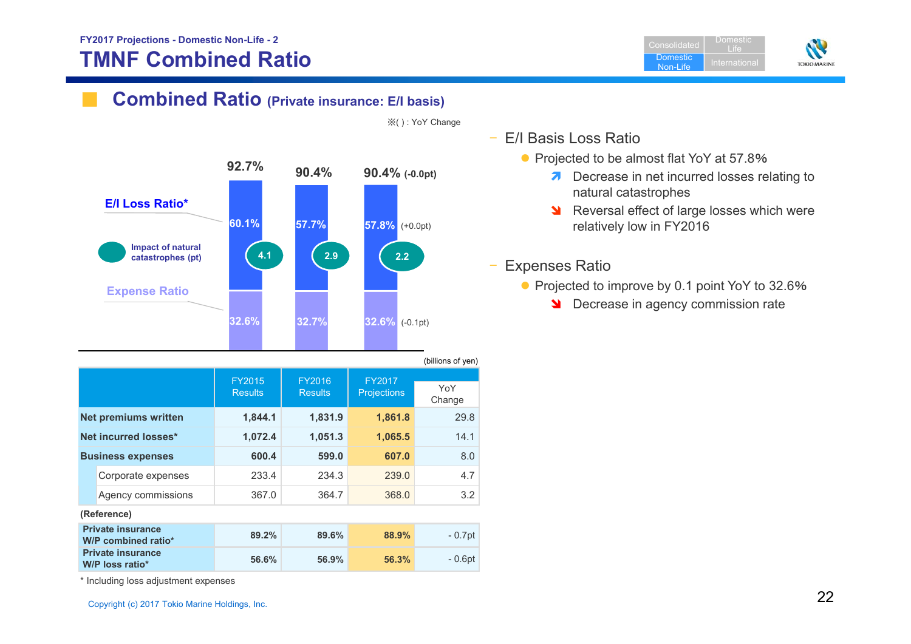FY2017 Projections - Domestic Non-Life - 2

# TMNF Combined Ratio

## Combined Ratio (Private insurance: E/I basis)

※( ) : YoY Change

| | FY2015 | FY2016 | FY2017 |
|---|---|---|---|
| Combined Ratio | 92.7% | 90.4% | 90.4% (-0.0pt) |
| E/I Loss Ratio* | 60.1% | 57.7% | 57.8% (+0.0pt) |
| Impact of natural catastrophes (pt) | 4.1 | 2.9 | 2.2 |
| Expense Ratio | 32.6% | 32.7% | 32.6% (-0.1pt) |

(billions of yen)

| | FY2015 Results | FY2016 Results | FY2017 Projections | YoY Change |
|---|---|---|---|---|
| **Net premiums written** | 1,844.1 | 1,831.9 | 1,861.8 | 29.8 |
| **Net incurred losses*** | 1,072.4 | 1,051.3 | 1,065.5 | 14.1 |
| **Business expenses** | 600.4 | 599.0 | 607.0 | 8.0 |
| Corporate expenses | 233.4 | 234.3 | 239.0 | 4.7 |
| Agency commissions | 367.0 | 364.7 | 368.0 | 3.2 |
| **(Reference)** | | | | |
| **Private insurance W/P combined ratio*** | 89.2% | 89.6% | 88.9% | - 0.7pt |
| **Private insurance W/P loss ratio*** | 56.6% | 56.9% | 56.3% | - 0.6pt |

\* Including loss adjustment expenses

- E/I Basis Loss Ratio
  - Projected to be almost flat YoY at 57.8%
    - ↗ Decrease in net incurred losses relating to natural catastrophes
    - ↘ Reversal effect of large losses which were relatively low in FY2016

- Expenses Ratio
  - Projected to improve by 0.1 point YoY to 32.6%
    - ↘ Decrease in agency commission rate

Copyright (c) 2017 Tokio Marine Holdings, Inc.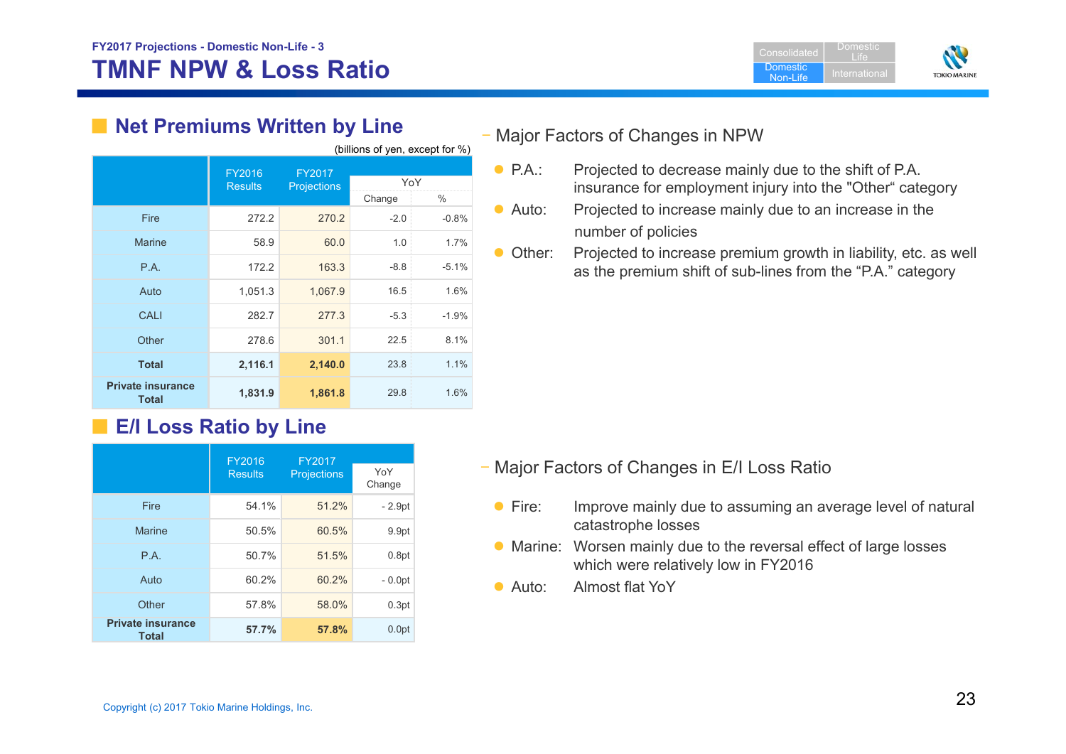FY2017 Projections - Domestic Non-Life - 3

# TMNF NPW & Loss Ratio

## Net Premiums Written by Line

(billions of yen, except for %)

| | FY2016 Results | FY2017 Projections | YoY | |
|---|---|---|---|---|
| | | | Change | % |
| Fire | 272.2 | 270.2 | -2.0 | -0.8% |
| Marine | 58.9 | 60.0 | 1.0 | 1.7% |
| P.A. | 172.2 | 163.3 | -8.8 | -5.1% |
| Auto | 1,051.3 | 1,067.9 | 16.5 | 1.6% |
| CALI | 282.7 | 277.3 | -5.3 | -1.9% |
| Other | 278.6 | 301.1 | 22.5 | 8.1% |
| **Total** | **2,116.1** | **2,140.0** | 23.8 | 1.1% |
| **Private insurance Total** | **1,831.9** | **1,861.8** | 29.8 | 1.6% |

- Major Factors of Changes in NPW

- P.A.: Projected to decrease mainly due to the shift of P.A. insurance for employment injury into the "Other" category
- Auto: Projected to increase mainly due to an increase in the number of policies
- Other: Projected to increase premium growth in liability, etc. as well as the premium shift of sub-lines from the "P.A." category

## E/I Loss Ratio by Line

| | FY2016 Results | FY2017 Projections | YoY Change |
|---|---|---|---|
| Fire | 54.1% | 51.2% | - 2.9pt |
| Marine | 50.5% | 60.5% | 9.9pt |
| P.A. | 50.7% | 51.5% | 0.8pt |
| Auto | 60.2% | 60.2% | - 0.0pt |
| Other | 57.8% | 58.0% | 0.3pt |
| **Private insurance Total** | **57.7%** | **57.8%** | 0.0pt |

- Major Factors of Changes in E/I Loss Ratio

- Fire: Improve mainly due to assuming an average level of natural catastrophe losses
- Marine: Worsen mainly due to the reversal effect of large losses which were relatively low in FY2016
- Auto: Almost flat YoY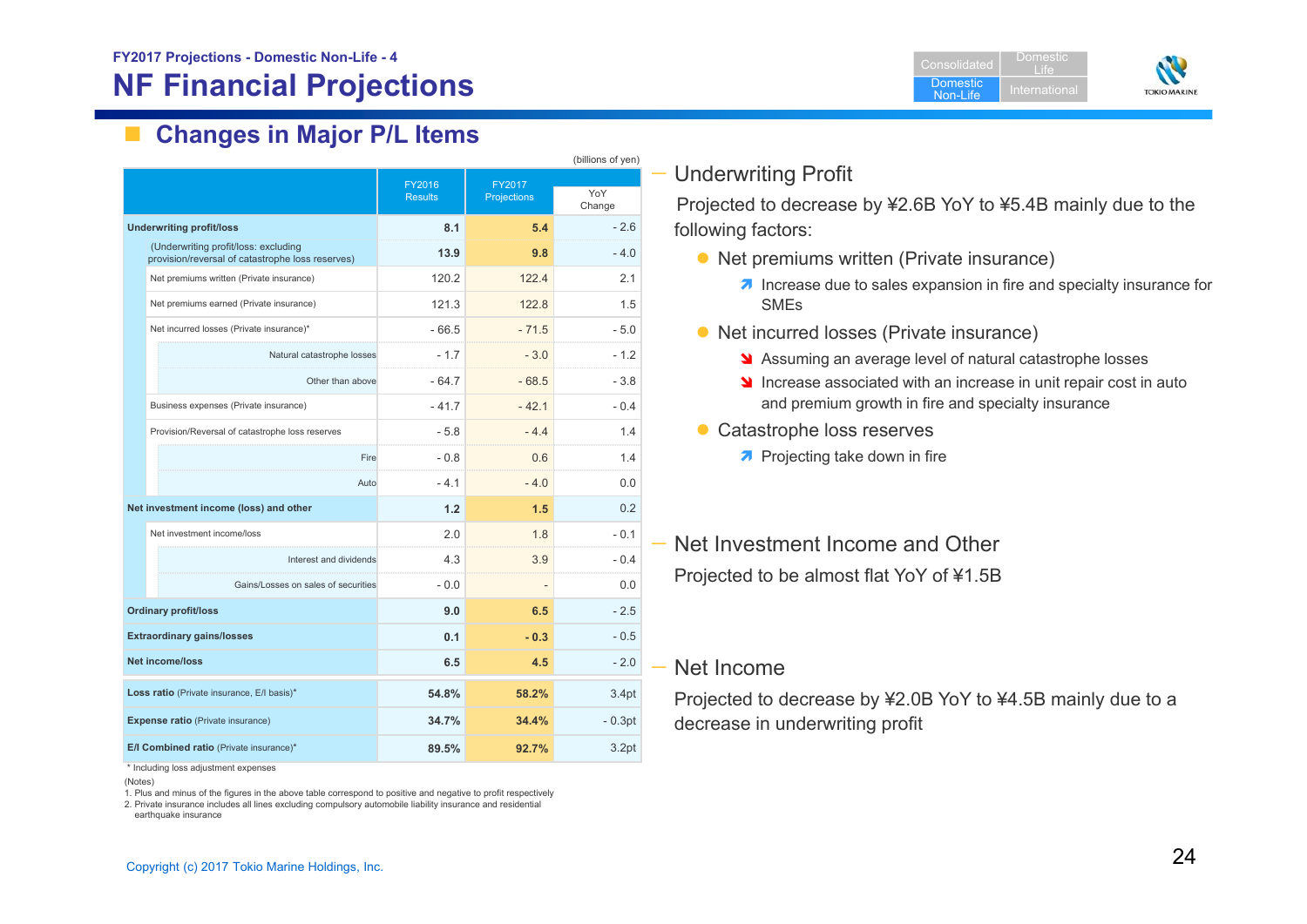FY2017 Projections - Domestic Non-Life - 4

# NF Financial Projections

## Changes in Major P/L Items

(billions of yen)

| | FY2016 Results | FY2017 Projections | YoY Change |
|---|---|---|---|
| **Underwriting profit/loss** | **8.1** | **5.4** | - 2.6 |
| (Underwriting profit/loss: excluding provision/reversal of catastrophe loss reserves) | **13.9** | **9.8** | - 4.0 |
| Net premiums written (Private insurance) | 120.2 | 122.4 | 2.1 |
| Net premiums earned (Private insurance) | 121.3 | 122.8 | 1.5 |
| Net incurred losses (Private insurance)* | - 66.5 | - 71.5 | - 5.0 |
| Natural catastrophe losses | - 1.7 | - 3.0 | - 1.2 |
| Other than above | - 64.7 | - 68.5 | - 3.8 |
| Business expenses (Private insurance) | - 41.7 | - 42.1 | - 0.4 |
| Provision/Reversal of catastrophe loss reserves | - 5.8 | - 4.4 | 1.4 |
| Fire | - 0.8 | 0.6 | 1.4 |
| Auto | - 4.1 | - 4.0 | 0.0 |
| **Net investment income (loss) and other** | **1.2** | **1.5** | 0.2 |
| Net investment income/loss | 2.0 | 1.8 | - 0.1 |
| Interest and dividends | 4.3 | 3.9 | - 0.4 |
| Gains/Losses on sales of securities | - 0.0 | - | 0.0 |
| **Ordinary profit/loss** | **9.0** | **6.5** | - 2.5 |
| **Extraordinary gains/losses** | **0.1** | **- 0.3** | - 0.5 |
| **Net income/loss** | **6.5** | **4.5** | - 2.0 |
| **Loss ratio** (Private insurance, E/I basis)* | **54.8%** | **58.2%** | 3.4pt |
| **Expense ratio** (Private insurance) | **34.7%** | **34.4%** | - 0.3pt |
| **E/I Combined ratio** (Private insurance)* | **89.5%** | **92.7%** | 3.2pt |

\* Including loss adjustment expenses

(Notes)
1. Plus and minus of the figures in the above table correspond to positive and negative to profit respectively
2. Private insurance includes all lines excluding compulsory automobile liability insurance and residential earthquake insurance

### Underwriting Profit

Projected to decrease by ¥2.6B YoY to ¥5.4B mainly due to the following factors:

- Net premiums written (Private insurance)
  - ↗ Increase due to sales expansion in fire and specialty insurance for SMEs
- Net incurred losses (Private insurance)
  - ↘ Assuming an average level of natural catastrophe losses
  - ↘ Increase associated with an increase in unit repair cost in auto and premium growth in fire and specialty insurance
- Catastrophe loss reserves
  - ↗ Projecting take down in fire

### Net Investment Income and Other

Projected to be almost flat YoY of ¥1.5B

### Net Income

Projected to decrease by ¥2.0B YoY to ¥4.5B mainly due to a decrease in underwriting profit

Copyright (c) 2017 Tokio Marine Holdings, Inc.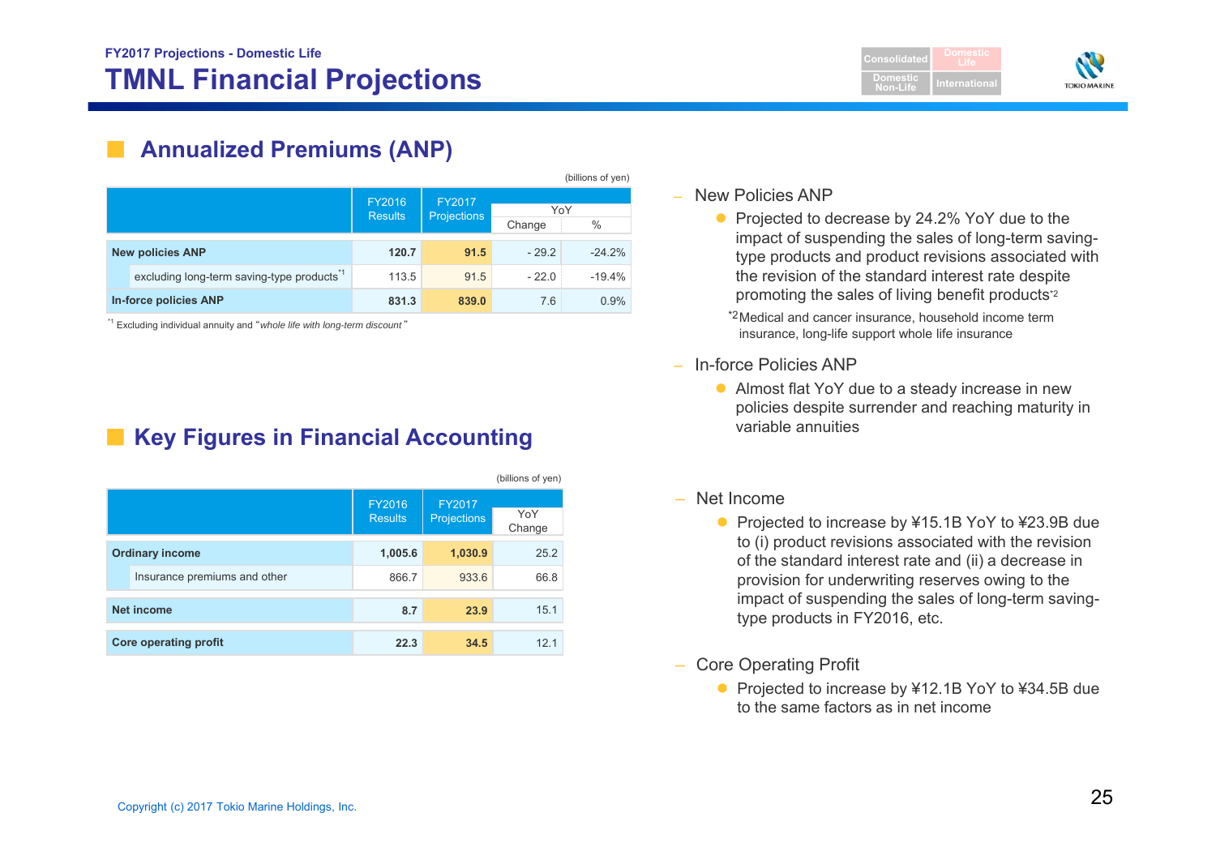FY2017 Projections - Domestic Life

# TMNL Financial Projections

## Annualized Premiums (ANP)

(billions of yen)

| | FY2016 Results | FY2017 Projections | YoY Change | YoY % |
|---|---|---|---|---|
| **New policies ANP** | **120.7** | **91.5** | - 29.2 | -24.2% |
| excluding long-term saving-type products[*1] | 113.5 | 91.5 | - 22.0 | -19.4% |
| **In-force policies ANP** | **831.3** | **839.0** | 7.6 | 0.9% |

[*1] Excluding individual annuity and "*whole life with long-term discount*"

## Key Figures in Financial Accounting

(billions of yen)

| | FY2016 Results | FY2017 Projections | YoY Change |
|---|---|---|---|
| **Ordinary income** | **1,005.6** | **1,030.9** | 25.2 |
| Insurance premiums and other | 866.7 | 933.6 | 66.8 |
| **Net income** | **8.7** | **23.9** | 15.1 |
| **Core operating profit** | **22.3** | **34.5** | 12.1 |

- New Policies ANP
  - Projected to decrease by 24.2% YoY due to the impact of suspending the sales of long-term saving-type products and product revisions associated with the revision of the standard interest rate despite promoting the sales of living benefit products[*2]

  [*2] Medical and cancer insurance, household income term insurance, long-life support whole life insurance

- In-force Policies ANP
  - Almost flat YoY due to a steady increase in new policies despite surrender and reaching maturity in variable annuities

- Net Income
  - Projected to increase by ¥15.1B YoY to ¥23.9B due to (i) product revisions associated with the revision of the standard interest rate and (ii) a decrease in provision for underwriting reserves owing to the impact of suspending the sales of long-term saving-type products in FY2016, etc.

- Core Operating Profit
  - Projected to increase by ¥12.1B YoY to ¥34.5B due to the same factors as in net income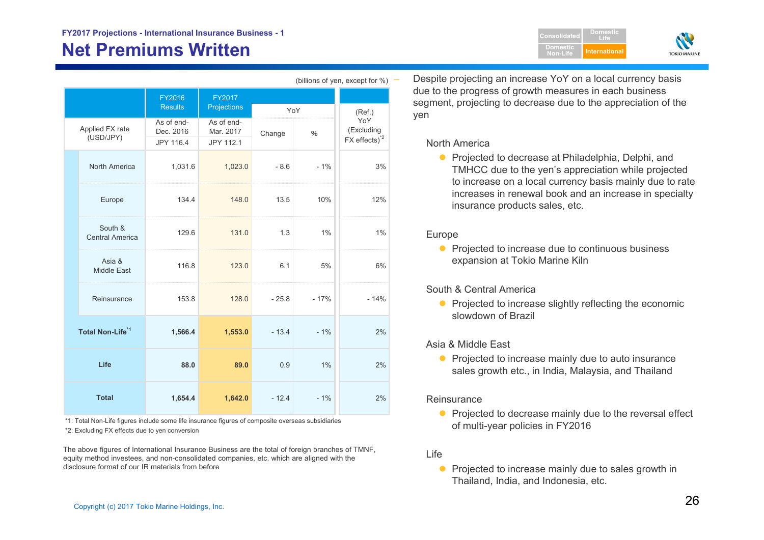FY2017 Projections - International Insurance Business - 1

# Net Premiums Written

(billions of yen, except for %)

| | FY2016 Results | FY2017 Projections | YoY | | (Ref.) YoY (Excluding FX effects)[*2] |
|---|---|---|---|---|---|
| Applied FX rate (USD/JPY) | As of end-Dec. 2016 JPY 116.4 | As of end-Mar. 2017 JPY 112.1 | Change | % | |
| North America | 1,031.6 | 1,023.0 | - 8.6 | - 1% | 3% |
| Europe | 134.4 | 148.0 | 13.5 | 10% | 12% |
| South & Central America | 129.6 | 131.0 | 1.3 | 1% | 1% |
| Asia & Middle East | 116.8 | 123.0 | 6.1 | 5% | 6% |
| Reinsurance | 153.8 | 128.0 | - 25.8 | - 17% | - 14% |
| **Total Non-Life[*1]** | **1,566.4** | **1,553.0** | - 13.4 | - 1% | 2% |
| **Life** | **88.0** | **89.0** | 0.9 | 1% | 2% |
| **Total** | **1,654.4** | **1,642.0** | - 12.4 | - 1% | 2% |

*1: Total Non-Life figures include some life insurance figures of composite overseas subsidiaries

*2: Excluding FX effects due to yen conversion

The above figures of International Insurance Business are the total of foreign branches of TMNF, equity method investees, and non-consolidated companies, etc. which are aligned with the disclosure format of our IR materials from before

Despite projecting an increase YoY on a local currency basis due to the progress of growth measures in each business segment, projecting to decrease due to the appreciation of the yen

North America

- Projected to decrease at Philadelphia, Delphi, and TMHCC due to the yen's appreciation while projected to increase on a local currency basis mainly due to rate increases in renewal book and an increase in specialty insurance products sales, etc.

Europe

- Projected to increase due to continuous business expansion at Tokio Marine Kiln

South & Central America

- Projected to increase slightly reflecting the economic slowdown of Brazil

Asia & Middle East

- Projected to increase mainly due to auto insurance sales growth etc., in India, Malaysia, and Thailand

Reinsurance

- Projected to decrease mainly due to the reversal effect of multi-year policies in FY2016

Life

- Projected to increase mainly due to sales growth in Thailand, India, and Indonesia, etc.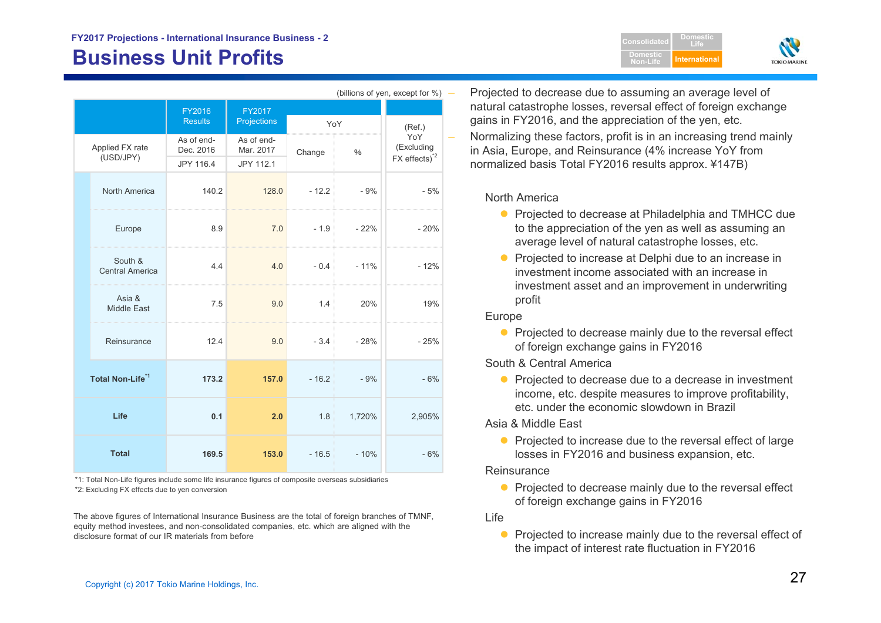FY2017 Projections - International Insurance Business - 2

# Business Unit Profits

(billions of yen, except for %)

| | FY2016 Results | FY2017 Projections | YoY | | (Ref.) YoY (Excluding FX effects)[2] |
|---|---|---|---|---|---|
| Applied FX rate (USD/JPY) | As of end-Dec. 2016 JPY 116.4 | As of end-Mar. 2017 JPY 112.1 | Change | % | |
| North America | 140.2 | 128.0 | - 12.2 | - 9% | - 5% |
| Europe | 8.9 | 7.0 | - 1.9 | - 22% | - 20% |
| South & Central America | 4.4 | 4.0 | - 0.4 | - 11% | - 12% |
| Asia & Middle East | 7.5 | 9.0 | 1.4 | 20% | 19% |
| Reinsurance | 12.4 | 9.0 | - 3.4 | - 28% | - 25% |
| **Total Non-Life**[1] | **173.2** | **157.0** | - 16.2 | - 9% | - 6% |
| **Life** | **0.1** | **2.0** | 1.8 | 1,720% | 2,905% |
| **Total** | **169.5** | **153.0** | - 16.5 | - 10% | - 6% |

*1: Total Non-Life figures include some life insurance figures of composite overseas subsidiaries
*2: Excluding FX effects due to yen conversion

The above figures of International Insurance Business are the total of foreign branches of TMNF, equity method investees, and non-consolidated companies, etc. which are aligned with the disclosure format of our IR materials from before

- Projected to decrease due to assuming an average level of natural catastrophe losses, reversal effect of foreign exchange gains in FY2016, and the appreciation of the yen, etc.
- Normalizing these factors, profit is in an increasing trend mainly in Asia, Europe, and Reinsurance (4% increase YoY from normalized basis Total FY2016 results approx. ¥147B)

North America

- Projected to decrease at Philadelphia and TMHCC due to the appreciation of the yen as well as assuming an average level of natural catastrophe losses, etc.
- Projected to increase at Delphi due to an increase in investment income associated with an increase in investment asset and an improvement in underwriting profit

Europe

- Projected to decrease mainly due to the reversal effect of foreign exchange gains in FY2016

South & Central America

- Projected to decrease due to a decrease in investment income, etc. despite measures to improve profitability, etc. under the economic slowdown in Brazil

Asia & Middle East

- Projected to increase due to the reversal effect of large losses in FY2016 and business expansion, etc.

Reinsurance

- Projected to decrease mainly due to the reversal effect of foreign exchange gains in FY2016

Life

- Projected to increase mainly due to the reversal effect of the impact of interest rate fluctuation in FY2016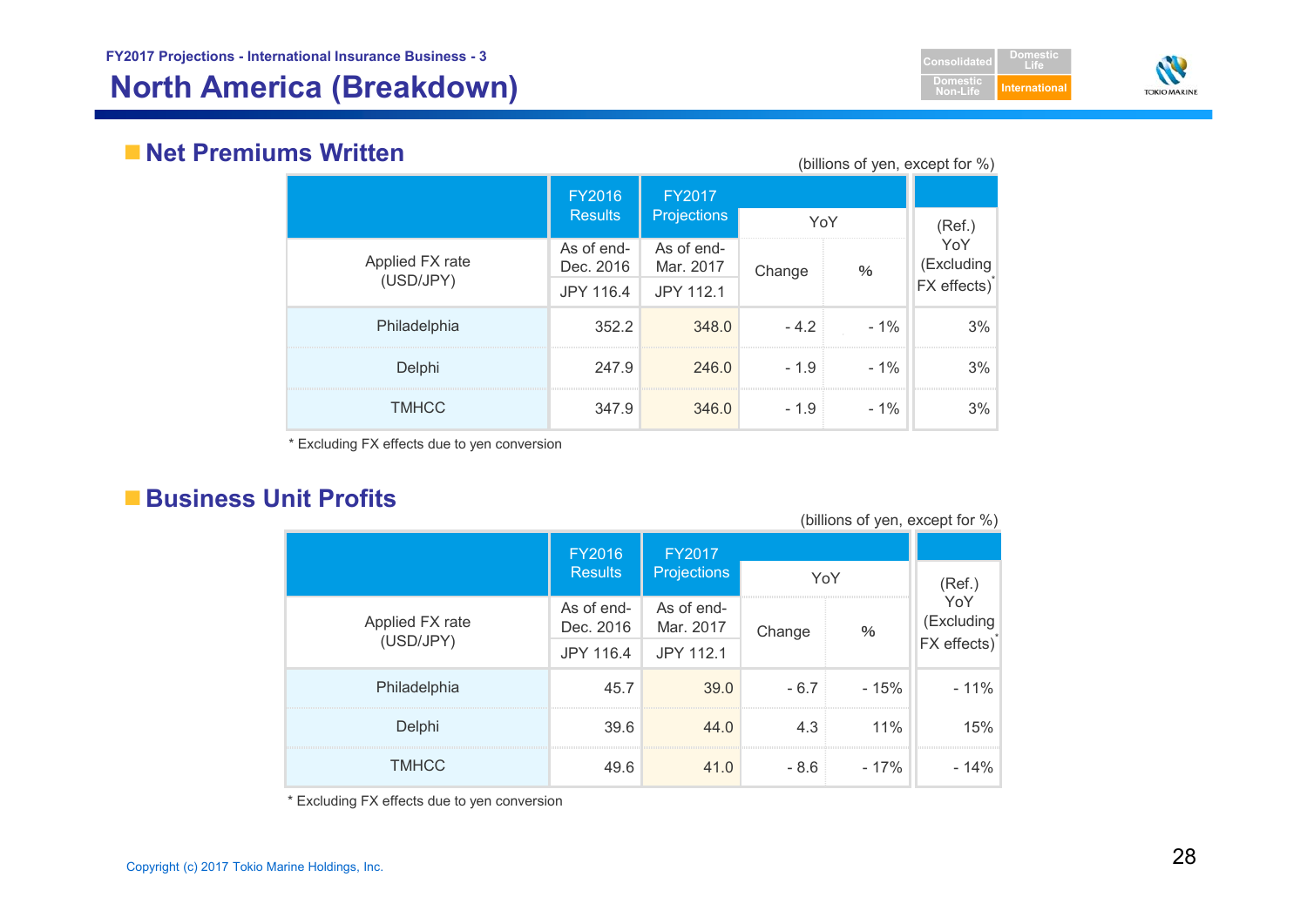FY2017 Projections - International Insurance Business - 3

# North America (Breakdown)

## Net Premiums Written

(billions of yen, except for %)

| | FY2016 Results | FY2017 Projections | YoY | | (Ref.) YoY (Excluding FX effects)* |
|---|---|---|---|---|---|
| Applied FX rate (USD/JPY) | As of end-Dec. 2016<br>JPY 116.4 | As of end-Mar. 2017<br>JPY 112.1 | Change | % | |
| Philadelphia | 352.2 | 348.0 | - 4.2 | - 1% | 3% |
| Delphi | 247.9 | 246.0 | - 1.9 | - 1% | 3% |
| TMHCC | 347.9 | 346.0 | - 1.9 | - 1% | 3% |

* Excluding FX effects due to yen conversion

## Business Unit Profits

(billions of yen, except for %)

| | FY2016 Results | FY2017 Projections | YoY | | (Ref.) YoY (Excluding FX effects)* |
|---|---|---|---|---|---|
| Applied FX rate (USD/JPY) | As of end-Dec. 2016<br>JPY 116.4 | As of end-Mar. 2017<br>JPY 112.1 | Change | % | |
| Philadelphia | 45.7 | 39.0 | - 6.7 | - 15% | - 11% |
| Delphi | 39.6 | 44.0 | 4.3 | 11% | 15% |
| TMHCC | 49.6 | 41.0 | - 8.6 | - 17% | - 14% |

* Excluding FX effects due to yen conversion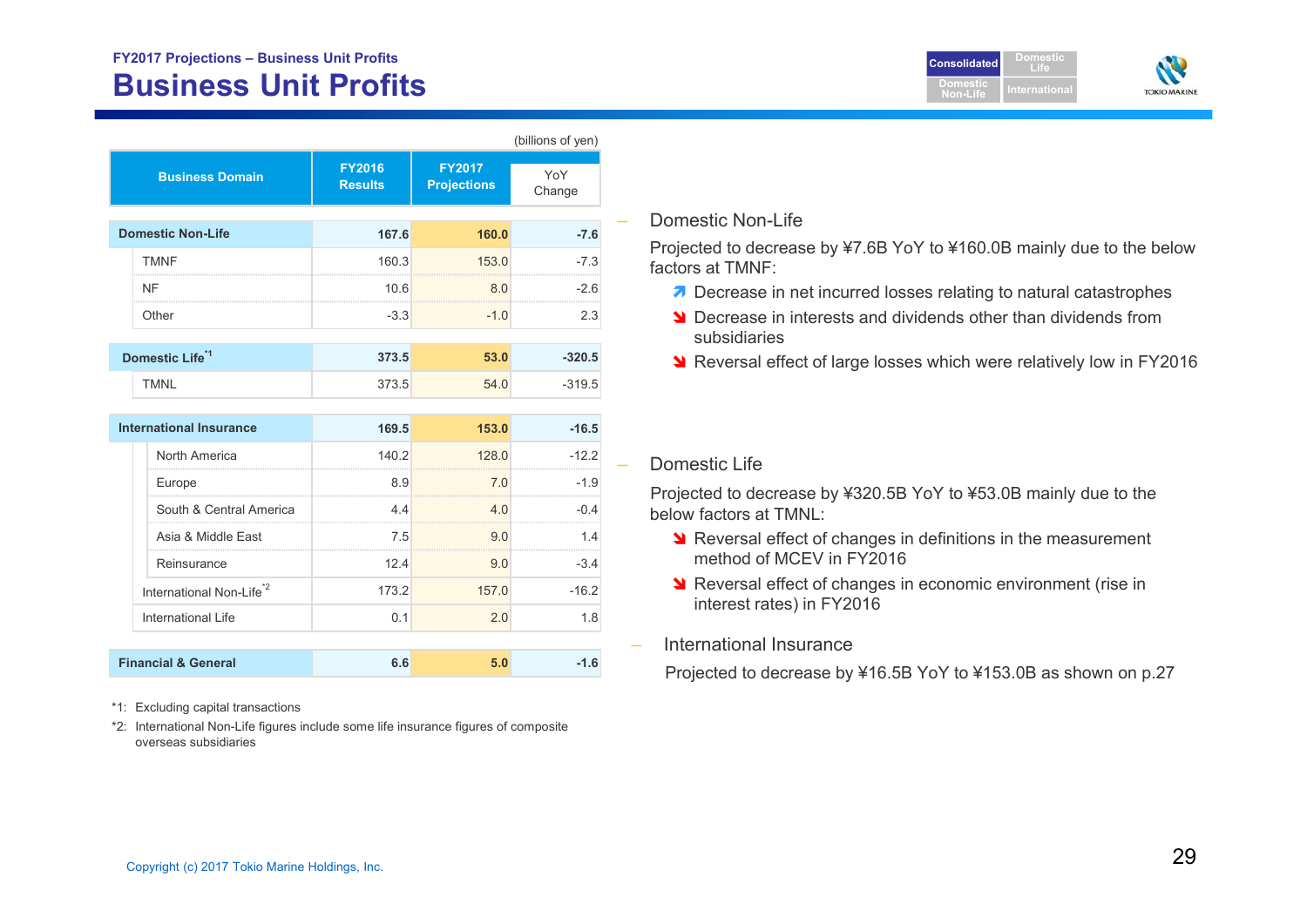FY2017 Projections – Business Unit Profits

# Business Unit Profits

(billions of yen)

| Business Domain | FY2016 Results | FY2017 Projections | YoY Change |
|---|---|---|---|
| **Domestic Non-Life** | **167.6** | **160.0** | **-7.6** |
| TMNF | 160.3 | 153.0 | -7.3 |
| NF | 10.6 | 8.0 | -2.6 |
| Other | -3.3 | -1.0 | 2.3 |
| **Domestic Life**[*1] | **373.5** | **53.0** | **-320.5** |
| TMNL | 373.5 | 54.0 | -319.5 |
| **International Insurance** | **169.5** | **153.0** | **-16.5** |
| North America | 140.2 | 128.0 | -12.2 |
| Europe | 8.9 | 7.0 | -1.9 |
| South & Central America | 4.4 | 4.0 | -0.4 |
| Asia & Middle East | 7.5 | 9.0 | 1.4 |
| Reinsurance | 12.4 | 9.0 | -3.4 |
| International Non-Life[*2] | 173.2 | 157.0 | -16.2 |
| International Life | 0.1 | 2.0 | 1.8 |
| **Financial & General** | **6.6** | **5.0** | **-1.6** |

*1: Excluding capital transactions

*2: International Non-Life figures include some life insurance figures of composite overseas subsidiaries

– Domestic Non-Life

Projected to decrease by ¥7.6B YoY to ¥160.0B mainly due to the below factors at TMNF:

- ↗ Decrease in net incurred losses relating to natural catastrophes
- ↘ Decrease in interests and dividends other than dividends from subsidiaries
- ↘ Reversal effect of large losses which were relatively low in FY2016

– Domestic Life

Projected to decrease by ¥320.5B YoY to ¥53.0B mainly due to the below factors at TMNL:

- ↘ Reversal effect of changes in definitions in the measurement method of MCEV in FY2016
- ↘ Reversal effect of changes in economic environment (rise in interest rates) in FY2016

– International Insurance

Projected to decrease by ¥16.5B YoY to ¥153.0B as shown on p.27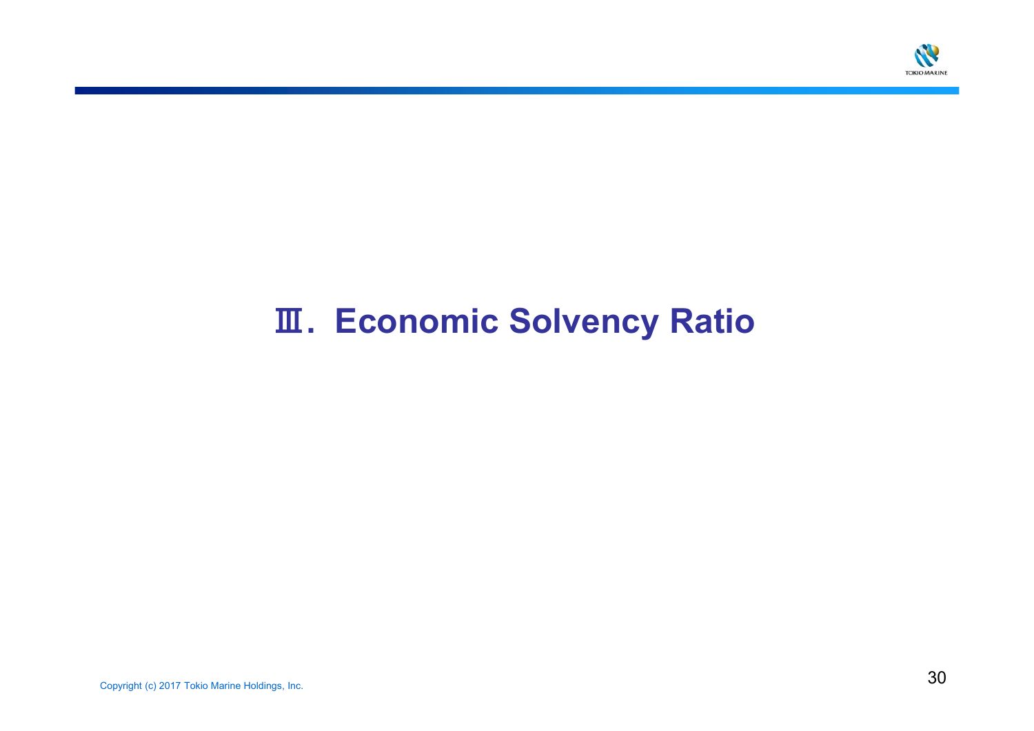# Ⅲ. Economic Solvency Ratio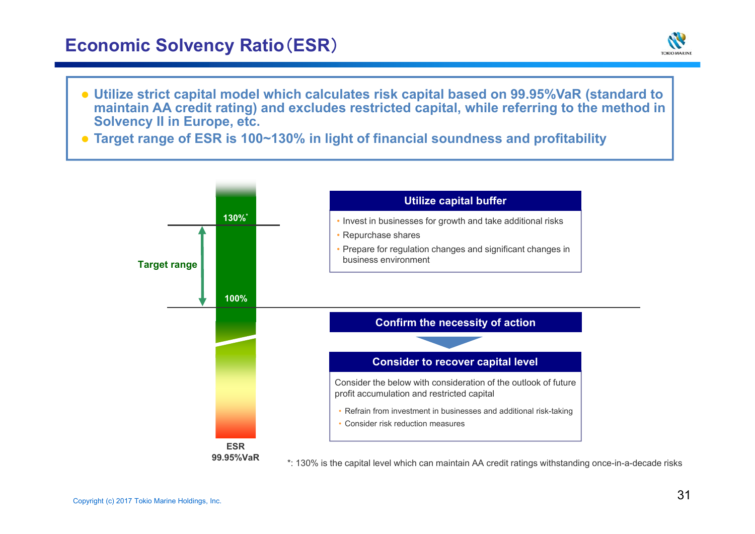# Economic Solvency Ratio（ESR）

- Utilize strict capital model which calculates risk capital based on 99.95%VaR (standard to maintain AA credit rating) and excludes restricted capital, while referring to the method in Solvency II in Europe, etc.
- Target range of ESR is 100~130% in light of financial soundness and profitability

130%*

Target range

100%

ESR
99.95%VaR

**Utilize capital buffer**

- Invest in businesses for growth and take additional risks
- Repurchase shares
- Prepare for regulation changes and significant changes in business environment

**Confirm the necessity of action**

**Consider to recover capital level**

Consider the below with consideration of the outlook of future profit accumulation and restricted capital

- Refrain from investment in businesses and additional risk-taking
- Consider risk reduction measures

*: 130% is the capital level which can maintain AA credit ratings withstanding once-in-a-decade risks

Copyright (c) 2017 Tokio Marine Holdings, Inc.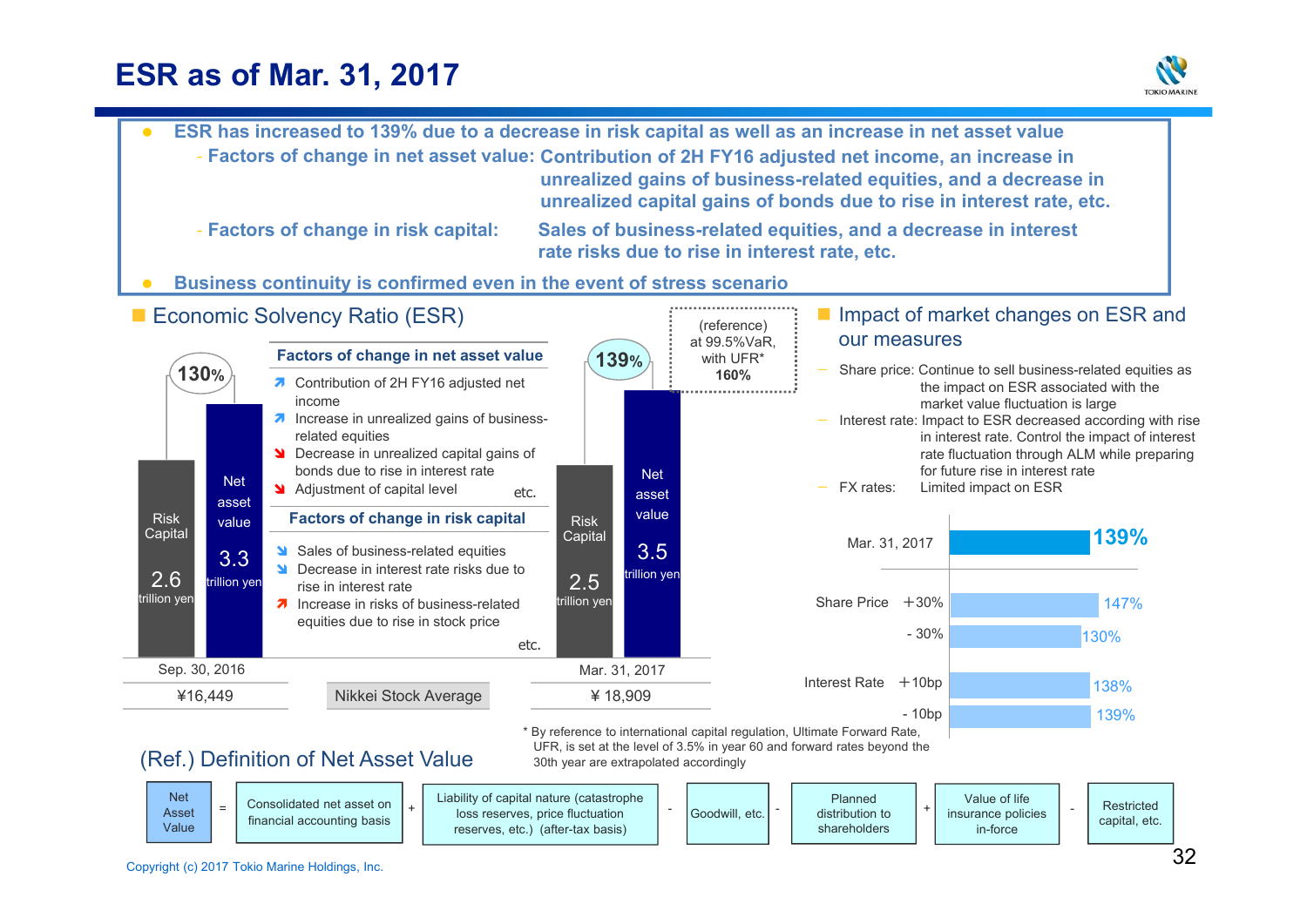# ESR as of Mar. 31, 2017

- **ESR has increased to 139% due to a decrease in risk capital as well as an increase in net asset value**
  - **Factors of change in net asset value:** **Contribution of 2H FY16 adjusted net income, an increase in unrealized gains of business-related equities, and a decrease in unrealized capital gains of bonds due to rise in interest rate, etc.**
  - **Factors of change in risk capital:** **Sales of business-related equities, and a decrease in interest rate risks due to rise in interest rate, etc.**
- **Business continuity is confirmed even in the event of stress scenario**

## Economic Solvency Ratio (ESR)

| | Sep. 30, 2016 | Mar. 31, 2017 |
|---|---|---|
| ESR | 130% | 139% |
| Risk Capital | 2.6 trillion yen | 2.5 trillion yen |
| Net asset value | 3.3 trillion yen | 3.5 trillion yen |
| Nikkei Stock Average | ¥16,449 | ¥ 18,909 |

(reference) at 99.5%VaR, with UFR* 160%

**Factors of change in net asset value**

- ↗ Contribution of 2H FY16 adjusted net income
- ↗ Increase in unrealized gains of business-related equities
- ↘ Decrease in unrealized capital gains of bonds due to rise in interest rate
- ↘ Adjustment of capital level etc.

**Factors of change in risk capital**

- ↘ Sales of business-related equities
- ↘ Decrease in interest rate risks due to rise in interest rate
- ↗ Increase in risks of business-related equities due to rise in stock price

etc.

\* By reference to international capital regulation, Ultimate Forward Rate, UFR, is set at the level of 3.5% in year 60 and forward rates beyond the 30th year are extrapolated accordingly

## Impact of market changes on ESR and our measures

- Share price: Continue to sell business-related equities as the impact on ESR associated with the market value fluctuation is large
- Interest rate: Impact to ESR decreased according with rise in interest rate. Control the impact of interest rate fluctuation through ALM while preparing for future rise in interest rate
- FX rates: Limited impact on ESR

| | | ESR |
|---|---|---|
| Mar. 31, 2017 | | 139% |
| Share Price | +30% | 147% |
| | - 30% | 130% |
| Interest Rate | +10bp | 138% |
| | - 10bp | 139% |

## (Ref.) Definition of Net Asset Value

Net Asset Value = Consolidated net asset on financial accounting basis + Liability of capital nature (catastrophe loss reserves, price fluctuation reserves, etc.) (after-tax basis) - Goodwill, etc. - Planned distribution to shareholders + Value of life insurance policies in-force - Restricted capital, etc.

Copyright (c) 2017 Tokio Marine Holdings, Inc.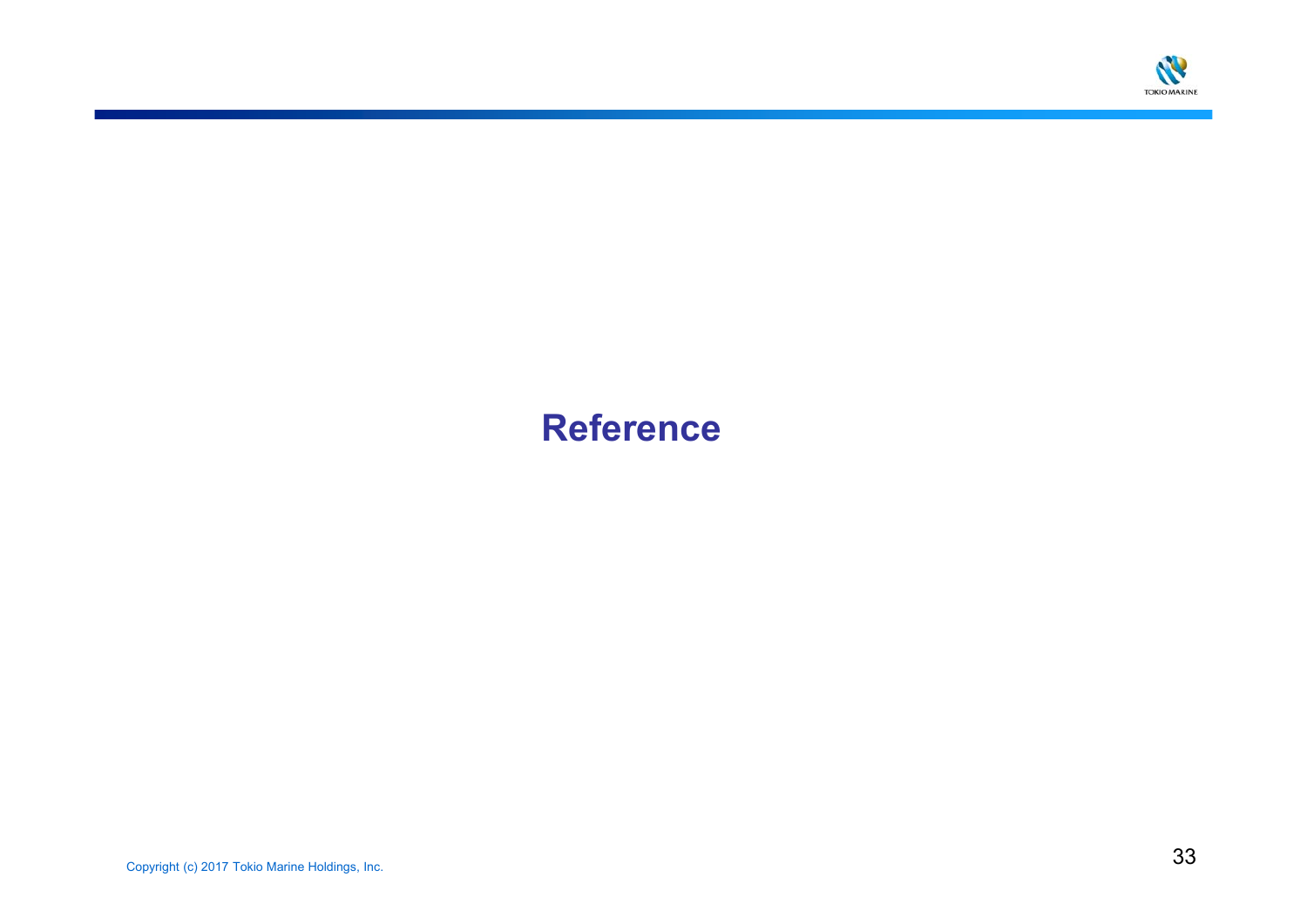# Reference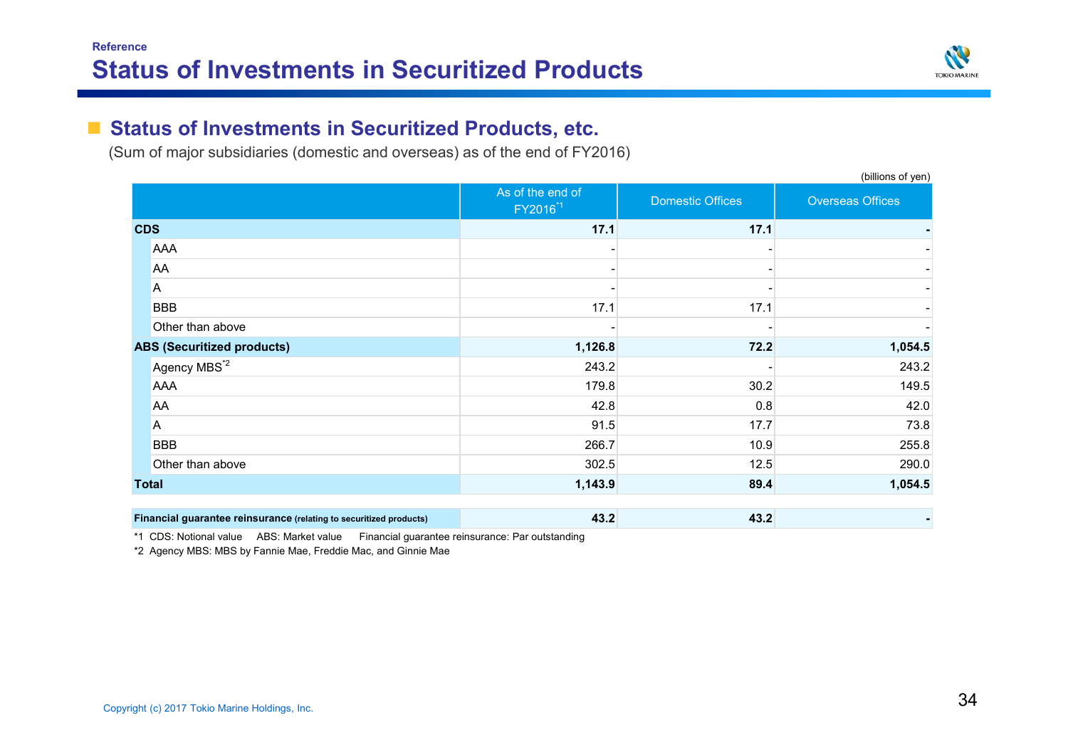Reference

# Status of Investments in Securitized Products

## Status of Investments in Securitized Products, etc.

(Sum of major subsidiaries (domestic and overseas) as of the end of FY2016)

(billions of yen)

| | As of the end of FY2016[*1] | Domestic Offices | Overseas Offices |
|---|---|---|---|
| **CDS** | **17.1** | **17.1** | **-** |
| AAA | - | - | - |
| AA | - | - | - |
| A | - | - | - |
| BBB | 17.1 | 17.1 | - |
| Other than above | - | - | - |
| **ABS (Securitized products)** | **1,126.8** | **72.2** | **1,054.5** |
| Agency MBS[*2] | 243.2 | - | 243.2 |
| AAA | 179.8 | 30.2 | 149.5 |
| AA | 42.8 | 0.8 | 42.0 |
| A | 91.5 | 17.7 | 73.8 |
| BBB | 266.7 | 10.9 | 255.8 |
| Other than above | 302.5 | 12.5 | 290.0 |
| **Total** | **1,143.9** | **89.4** | **1,054.5** |
| **Financial guarantee reinsurance** (relating to securitized products) | **43.2** | **43.2** | **-** |

*1 CDS: Notional value ABS: Market value Financial guarantee reinsurance: Par outstanding

*2 Agency MBS: MBS by Fannie Mae, Freddie Mac, and Ginnie Mae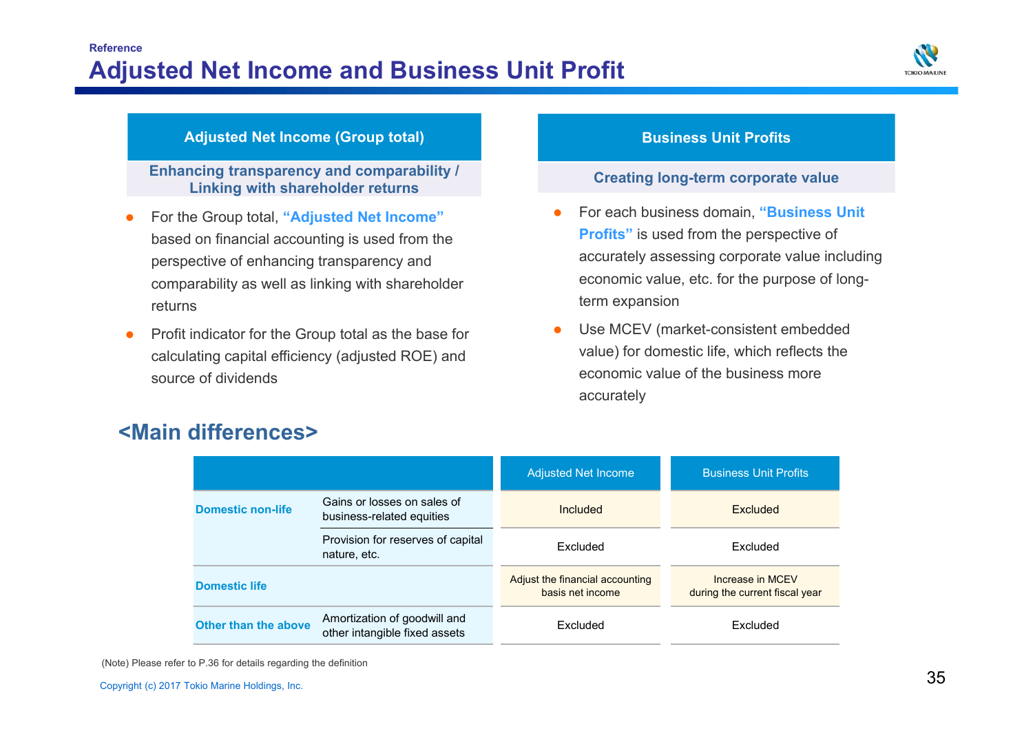Reference

# Adjusted Net Income and Business Unit Profit

## Adjusted Net Income (Group total)

**Enhancing transparency and comparability / Linking with shareholder returns**

- For the Group total, **"Adjusted Net Income"** based on financial accounting is used from the perspective of enhancing transparency and comparability as well as linking with shareholder returns
- Profit indicator for the Group total as the base for calculating capital efficiency (adjusted ROE) and source of dividends

## Business Unit Profits

**Creating long-term corporate value**

- For each business domain, **"Business Unit Profits"** is used from the perspective of accurately assessing corporate value including economic value, etc. for the purpose of long-term expansion
- Use MCEV (market-consistent embedded value) for domestic life, which reflects the economic value of the business more accurately

## <Main differences>

| | | Adjusted Net Income | Business Unit Profits |
|---|---|---|---|
| **Domestic non-life** | Gains or losses on sales of business-related equities | Included | Excluded |
| | Provision for reserves of capital nature, etc. | Excluded | Excluded |
| **Domestic life** | | Adjust the financial accounting basis net income | Increase in MCEV during the current fiscal year |
| **Other than the above** | Amortization of goodwill and other intangible fixed assets | Excluded | Excluded |

(Note) Please refer to P.36 for details regarding the definition

Copyright (c) 2017 Tokio Marine Holdings, Inc.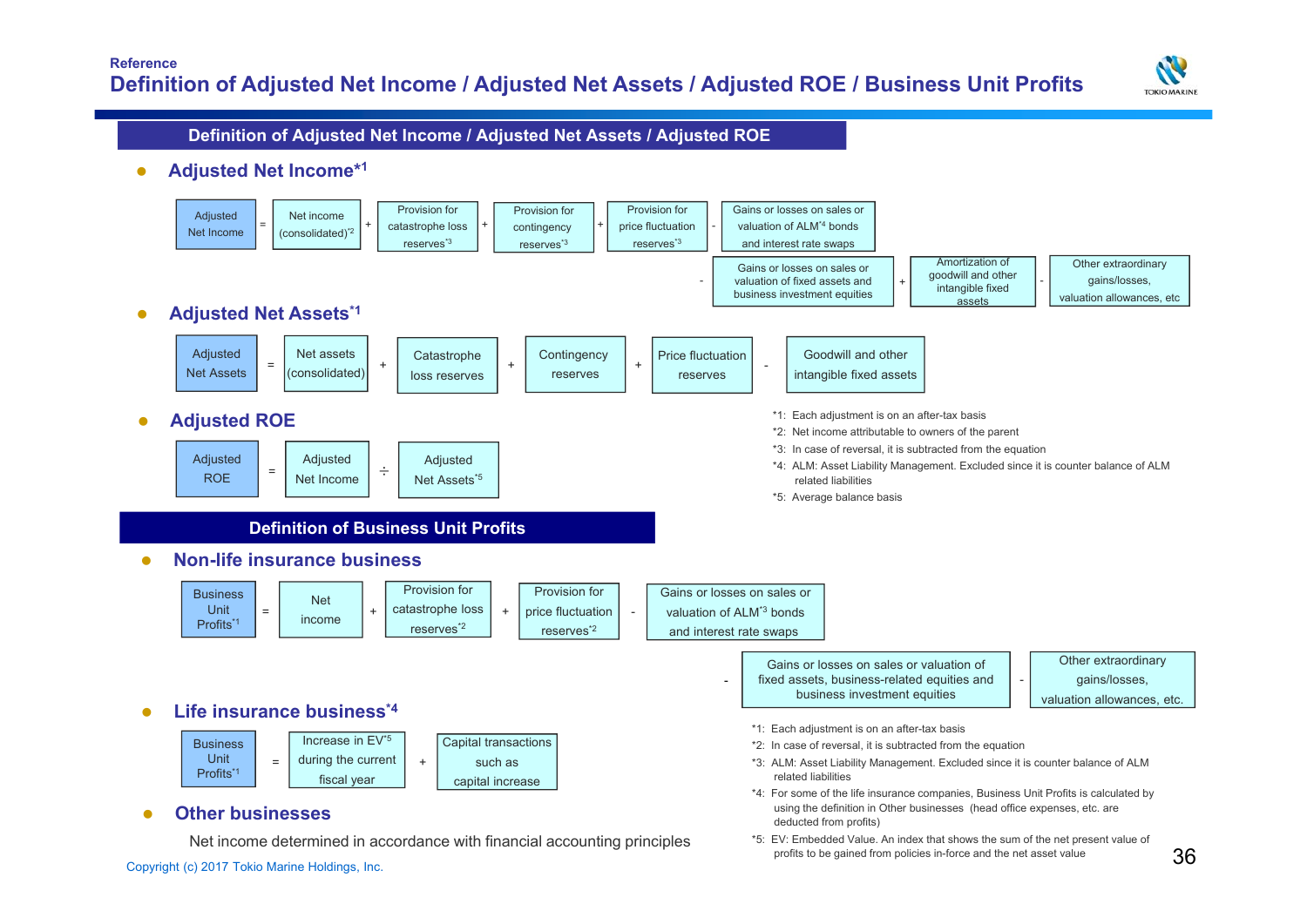Reference

# Definition of Adjusted Net Income / Adjusted Net Assets / Adjusted ROE / Business Unit Profits

## Definition of Adjusted Net Income / Adjusted Net Assets / Adjusted ROE

### ● Adjusted Net Income*1

Adjusted Net Income = Net income (consolidated)*2 + Provision for catastrophe loss reserves*3 + Provision for contingency reserves*3 + Provision for price fluctuation reserves*3 - Gains or losses on sales or valuation of ALM*4 bonds and interest rate swaps - Gains or losses on sales or valuation of fixed assets and business investment equities + Amortization of goodwill and other intangible fixed assets - Other extraordinary gains/losses, valuation allowances, etc

### ● Adjusted Net Assets*1

Adjusted Net Assets = Net assets (consolidated) + Catastrophe loss reserves + Contingency reserves + Price fluctuation reserves - Goodwill and other intangible fixed assets

### ● Adjusted ROE

Adjusted ROE = Adjusted Net Income ÷ Adjusted Net Assets*5

*1: Each adjustment is on an after-tax basis
*2: Net income attributable to owners of the parent
*3: In case of reversal, it is subtracted from the equation
*4: ALM: Asset Liability Management. Excluded since it is counter balance of ALM related liabilities
*5: Average balance basis

## Definition of Business Unit Profits

### ● Non-life insurance business

Business Unit Profits*1 = Net income + Provision for catastrophe loss reserves*2 + Provision for price fluctuation reserves*2 - Gains or losses on sales or valuation of ALM*3 bonds and interest rate swaps - Gains or losses on sales or valuation of fixed assets, business-related equities and business investment equities - Other extraordinary gains/losses, valuation allowances, etc.

### ● Life insurance business*4

Business Unit Profits*1 = Increase in EV*5 during the current fiscal year + Capital transactions such as capital increase

### ● Other businesses

Net income determined in accordance with financial accounting principles

*1: Each adjustment is on an after-tax basis
*2: In case of reversal, it is subtracted from the equation
*3: ALM: Asset Liability Management. Excluded since it is counter balance of ALM related liabilities
*4: For some of the life insurance companies, Business Unit Profits is calculated by using the definition in Other businesses (head office expenses, etc. are deducted from profits)
*5: EV: Embedded Value. An index that shows the sum of the net present value of profits to be gained from policies in-force and the net asset value

Copyright (c) 2017 Tokio Marine Holdings, Inc.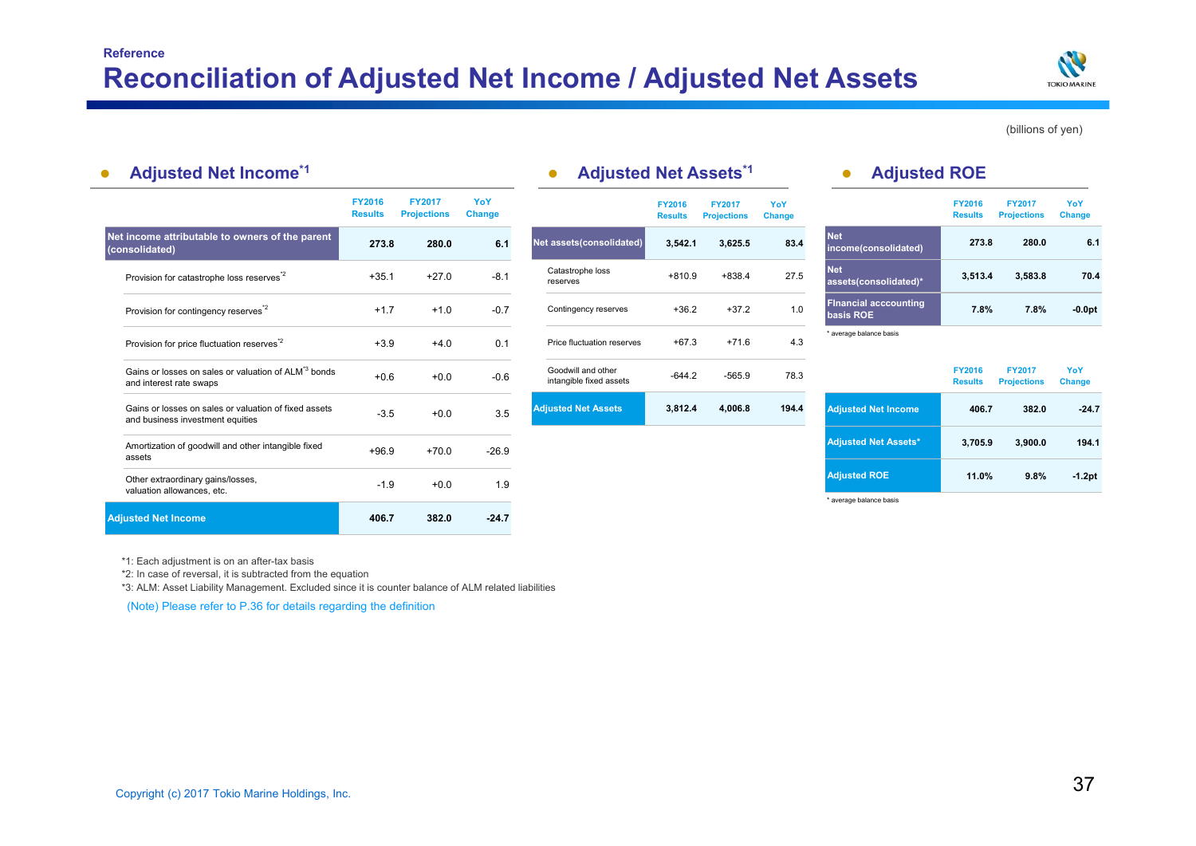Reference

# Reconciliation of Adjusted Net Income / Adjusted Net Assets

(billions of yen)

## Adjusted Net Income[*1]

| | FY2016 Results | FY2017 Projections | YoY Change |
|---|---|---|---|
| Net income attributable to owners of the parent (consolidated) | 273.8 | 280.0 | 6.1 |
| Provision for catastrophe loss reserves[*2] | +35.1 | +27.0 | -8.1 |
| Provision for contingency reserves[*2] | +1.7 | +1.0 | -0.7 |
| Provision for price fluctuation reserves[*2] | +3.9 | +4.0 | 0.1 |
| Gains or losses on sales or valuation of ALM[*3] bonds and interest rate swaps | +0.6 | +0.0 | -0.6 |
| Gains or losses on sales or valuation of fixed assets and business investment equities | -3.5 | +0.0 | 3.5 |
| Amortization of goodwill and other intangible fixed assets | +96.9 | +70.0 | -26.9 |
| Other extraordinary gains/losses, valuation allowances, etc. | -1.9 | +0.0 | 1.9 |
| **Adjusted Net Income** | **406.7** | **382.0** | **-24.7** |

## Adjusted Net Assets[*1]

| | FY2016 Results | FY2017 Projections | YoY Change |
|---|---|---|---|
| Net assets(consolidated) | 3,542.1 | 3,625.5 | 83.4 |
| Catastrophe loss reserves | +810.9 | +838.4 | 27.5 |
| Contingency reserves | +36.2 | +37.2 | 1.0 |
| Price fluctuation reserves | +67.3 | +71.6 | 4.3 |
| Goodwill and other intangible fixed assets | -644.2 | -565.9 | 78.3 |
| **Adjusted Net Assets** | **3,812.4** | **4,006.8** | **194.4** |

## Adjusted ROE

| | FY2016 Results | FY2017 Projections | YoY Change |
|---|---|---|---|
| Net income(consolidated) | 273.8 | 280.0 | 6.1 |
| Net assets(consolidated)* | 3,513.4 | 3,583.8 | 70.4 |
| Financial acccounting basis ROE | 7.8% | 7.8% | -0.0pt |

\* average balance basis

| | FY2016 Results | FY2017 Projections | YoY Change |
|---|---|---|---|
| Adjusted Net Income | 406.7 | 382.0 | -24.7 |
| Adjusted Net Assets* | 3,705.9 | 3,900.0 | 194.1 |
| Adjusted ROE | 11.0% | 9.8% | -1.2pt |

\* average balance basis

*1: Each adjustment is on an after-tax basis
*2: In case of reversal, it is subtracted from the equation
*3: ALM: Asset Liability Management. Excluded since it is counter balance of ALM related liabilities

(Note) Please refer to P.36 for details regarding the definition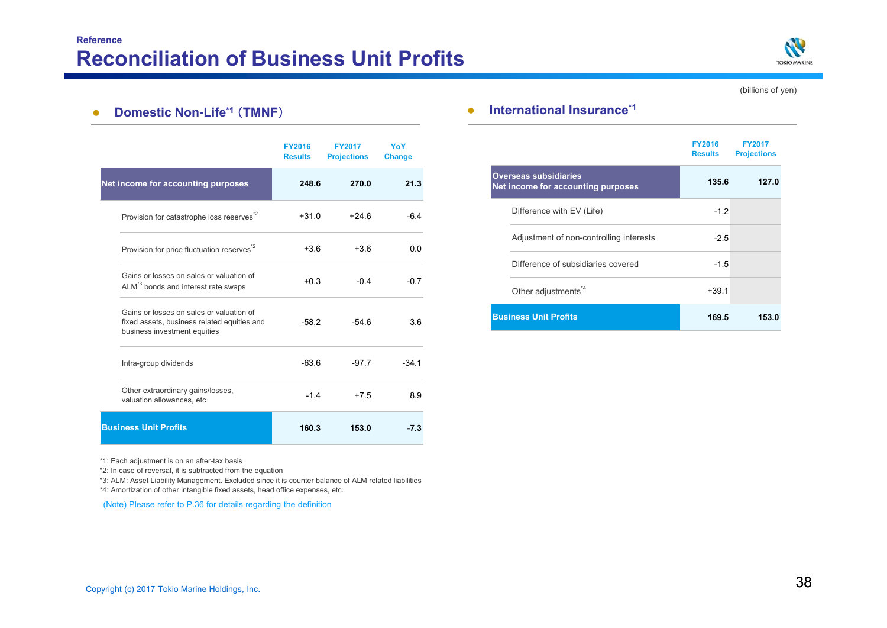Reference

# Reconciliation of Business Unit Profits

(billions of yen)

## Domestic Non-Life[*1] (TMNF)

| | FY2016 Results | FY2017 Projections | YoY Change |
|---|---|---|---|
| **Net income for accounting purposes** | **248.6** | **270.0** | **21.3** |
| Provision for catastrophe loss reserves[*2] | +31.0 | +24.6 | -6.4 |
| Provision for price fluctuation reserves[*2] | +3.6 | +3.6 | 0.0 |
| Gains or losses on sales or valuation of ALM[*3] bonds and interest rate swaps | +0.3 | -0.4 | -0.7 |
| Gains or losses on sales or valuation of fixed assets, business related equities and business investment equities | -58.2 | -54.6 | 3.6 |
| Intra-group dividends | -63.6 | -97.7 | -34.1 |
| Other extraordinary gains/losses, valuation allowances, etc | -1.4 | +7.5 | 8.9 |
| **Business Unit Profits** | **160.3** | **153.0** | **-7.3** |

*1: Each adjustment is on an after-tax basis
*2: In case of reversal, it is subtracted from the equation
*3: ALM: Asset Liability Management. Excluded since it is counter balance of ALM related liabilities
*4: Amortization of other intangible fixed assets, head office expenses, etc.

(Note) Please refer to P.36 for details regarding the definition

## International Insurance[*1]

| | FY2016 Results | FY2017 Projections |
|---|---|---|
| **Overseas subsidiaries Net income for accounting purposes** | **135.6** | **127.0** |
| Difference with EV (Life) | -1.2 | |
| Adjustment of non-controlling interests | -2.5 | |
| Difference of subsidiaries covered | -1.5 | |
| Other adjustments[*4] | +39.1 | |
| **Business Unit Profits** | **169.5** | **153.0** |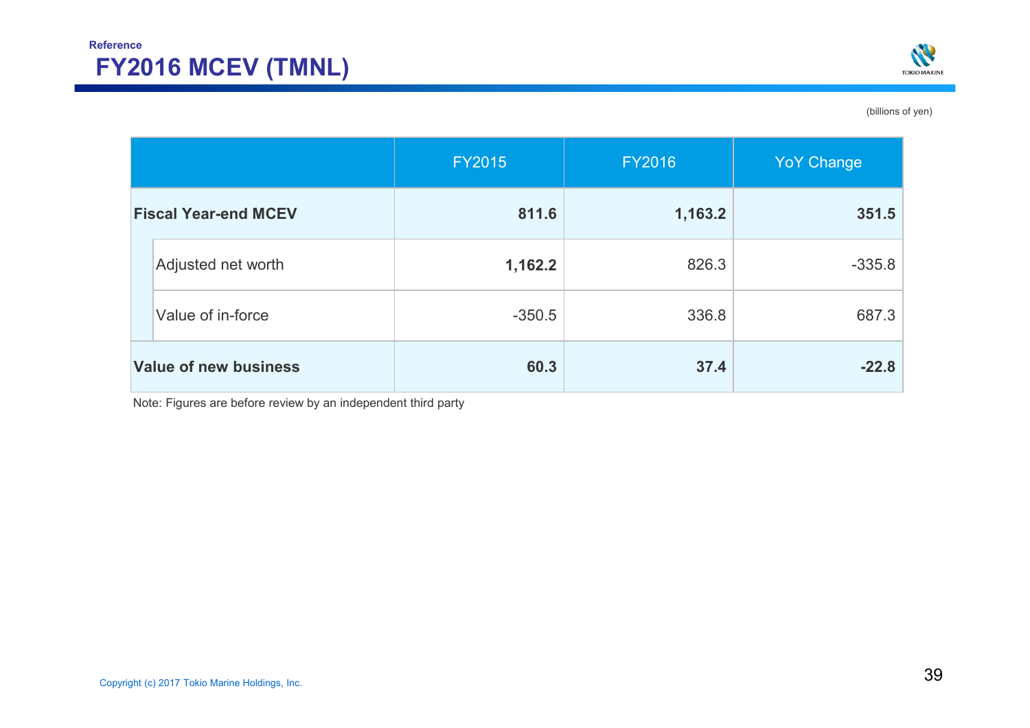Reference

# FY2016 MCEV (TMNL)

(billions of yen)

| | FY2015 | FY2016 | YoY Change |
|---|---|---|---|
| **Fiscal Year-end MCEV** | **811.6** | **1,163.2** | **351.5** |
| Adjusted net worth | **1,162.2** | 826.3 | -335.8 |
| Value of in-force | -350.5 | 336.8 | 687.3 |
| **Value of new business** | **60.3** | **37.4** | **-22.8** |

Note: Figures are before review by an independent third party

Copyright (c) 2017 Tokio Marine Holdings, Inc.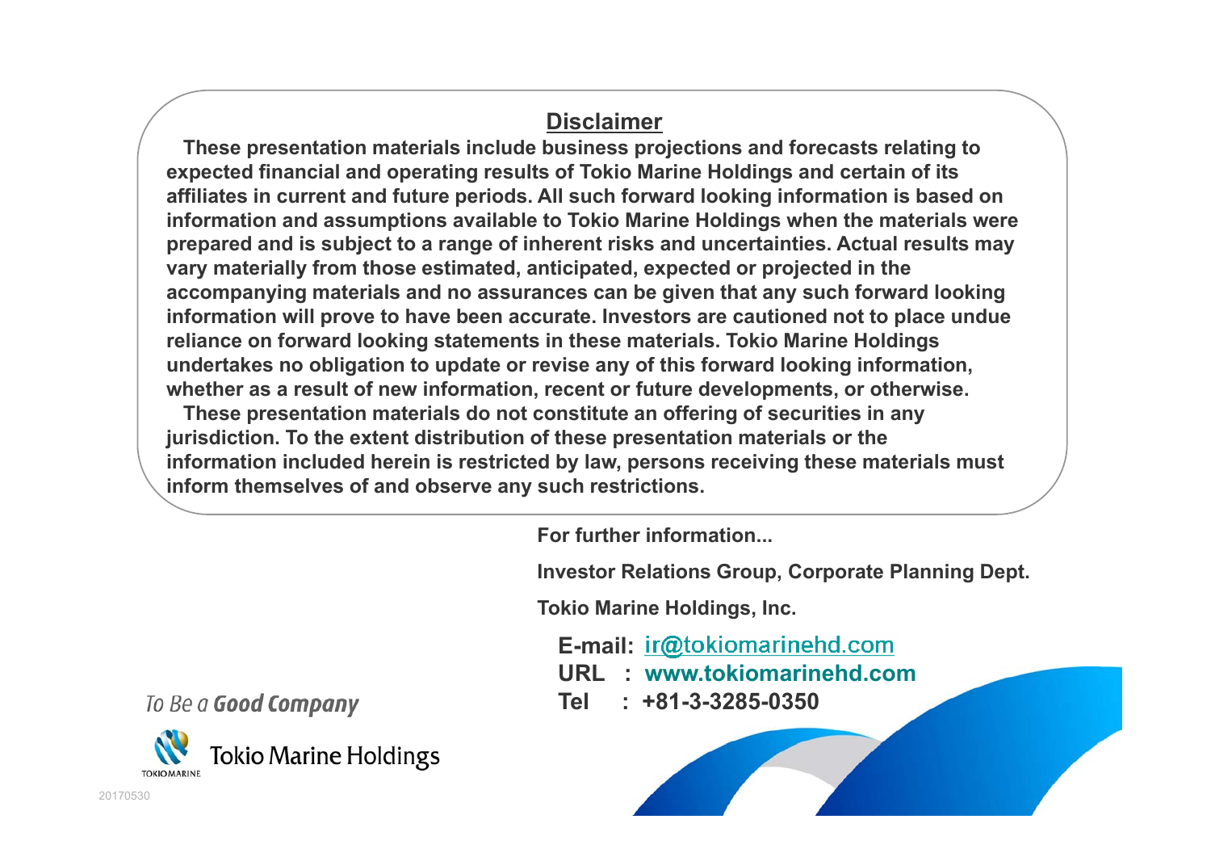## Disclaimer

These presentation materials include business projections and forecasts relating to expected financial and operating results of Tokio Marine Holdings and certain of its affiliates in current and future periods. All such forward looking information is based on information and assumptions available to Tokio Marine Holdings when the materials were prepared and is subject to a range of inherent risks and uncertainties. Actual results may vary materially from those estimated, anticipated, expected or projected in the accompanying materials and no assurances can be given that any such forward looking information will prove to have been accurate. Investors are cautioned not to place undue reliance on forward looking statements in these materials. Tokio Marine Holdings undertakes no obligation to update or revise any of this forward looking information, whether as a result of new information, recent or future developments, or otherwise.

These presentation materials do not constitute an offering of securities in any jurisdiction. To the extent distribution of these presentation materials or the information included herein is restricted by law, persons receiving these materials must inform themselves of and observe any such restrictions.

**For further information...**

**Investor Relations Group, Corporate Planning Dept.**

**Tokio Marine Holdings, Inc.**

**E-mail:** ir@tokiomarinehd.com
**URL :** www.tokiomarinehd.com
**Tel : +81-3-3285-0350**

*To Be a Good Company*

Tokio Marine Holdings

20170530